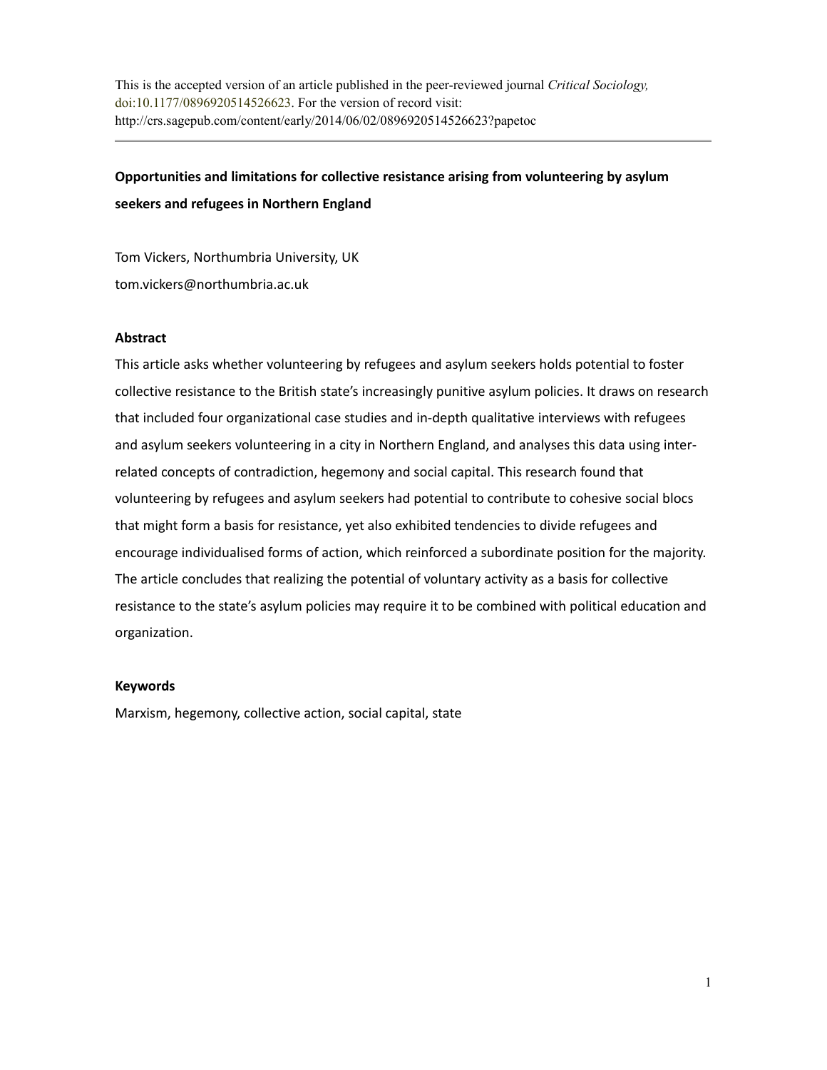This is the accepted version of an article published in the peer-reviewed journal *Critical Sociology,* doi:10.1177/0896920514526623. For the version of record visit: http://crs.sagepub.com/content/early/2014/06/02/0896920514526623?papetoc

---

**Opportunities and limitations for collective resistance arising from volunteering by asylum seekers and refugees in Northern England**

Tom Vickers, Northumbria University, UK

tom.vickers@northumbria.ac.uk

## Abstract

This article asks whether volunteering by refugees and asylum seekers holds potential to foster collective resistance to the British state's increasingly punitive asylum policies. It draws on research that included four organizational case studies and in-depth qualitative interviews with refugees and asylum seekers volunteering in a city in Northern England, and analyses this data using inter-related concepts of contradiction, hegemony and social capital. This research found that volunteering by refugees and asylum seekers had potential to contribute to cohesive social blocs that might form a basis for resistance, yet also exhibited tendencies to divide refugees and encourage individualised forms of action, which reinforced a subordinate position for the majority. The article concludes that realizing the potential of voluntary activity as a basis for collective resistance to the state's asylum policies may require it to be combined with political education and organization.

## Keywords

Marxism, hegemony, collective action, social capital, state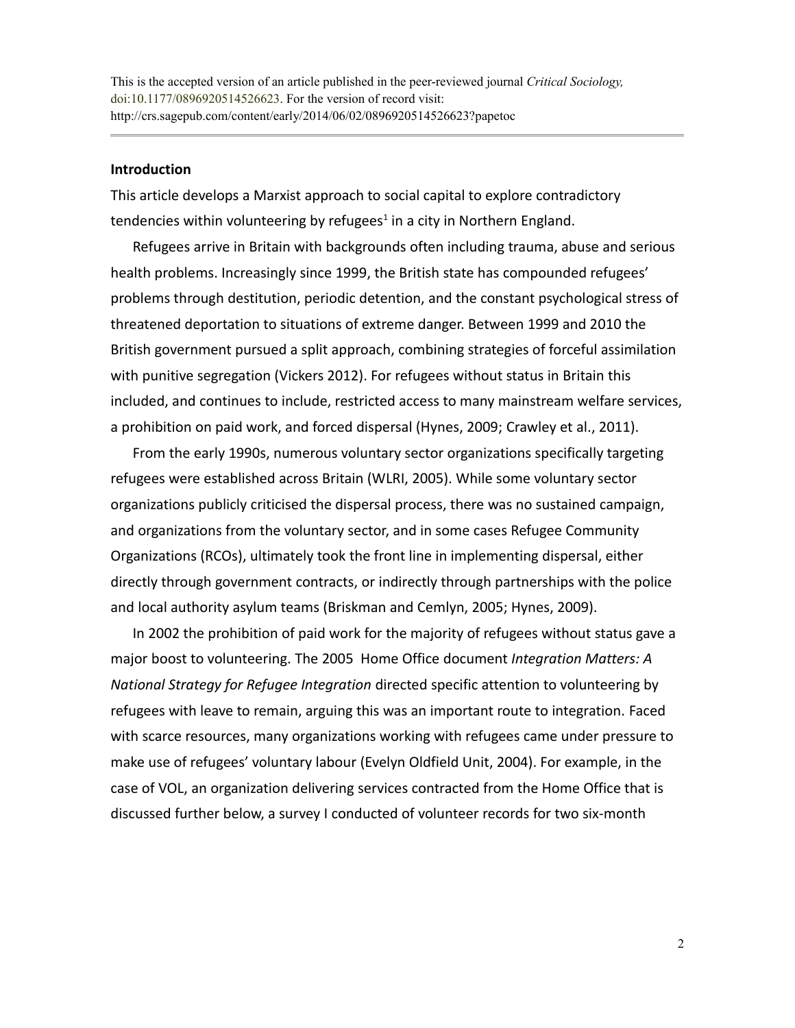This is the accepted version of an article published in the peer-reviewed journal *Critical Sociology,* doi:10.1177/0896920514526623. For the version of record visit: http://crs.sagepub.com/content/early/2014/06/02/0896920514526623?papetoc

---

**Introduction**

This article develops a Marxist approach to social capital to explore contradictory tendencies within volunteering by refugees[1] in a city in Northern England.

Refugees arrive in Britain with backgrounds often including trauma, abuse and serious health problems. Increasingly since 1999, the British state has compounded refugees' problems through destitution, periodic detention, and the constant psychological stress of threatened deportation to situations of extreme danger. Between 1999 and 2010 the British government pursued a split approach, combining strategies of forceful assimilation with punitive segregation (Vickers 2012). For refugees without status in Britain this included, and continues to include, restricted access to many mainstream welfare services, a prohibition on paid work, and forced dispersal (Hynes, 2009; Crawley et al., 2011).

From the early 1990s, numerous voluntary sector organizations specifically targeting refugees were established across Britain (WLRI, 2005). While some voluntary sector organizations publicly criticised the dispersal process, there was no sustained campaign, and organizations from the voluntary sector, and in some cases Refugee Community Organizations (RCOs), ultimately took the front line in implementing dispersal, either directly through government contracts, or indirectly through partnerships with the police and local authority asylum teams (Briskman and Cemlyn, 2005; Hynes, 2009).

In 2002 the prohibition of paid work for the majority of refugees without status gave a major boost to volunteering. The 2005 Home Office document *Integration Matters: A National Strategy for Refugee Integration* directed specific attention to volunteering by refugees with leave to remain, arguing this was an important route to integration. Faced with scarce resources, many organizations working with refugees came under pressure to make use of refugees' voluntary labour (Evelyn Oldfield Unit, 2004). For example, in the case of VOL, an organization delivering services contracted from the Home Office that is discussed further below, a survey I conducted of volunteer records for two six-month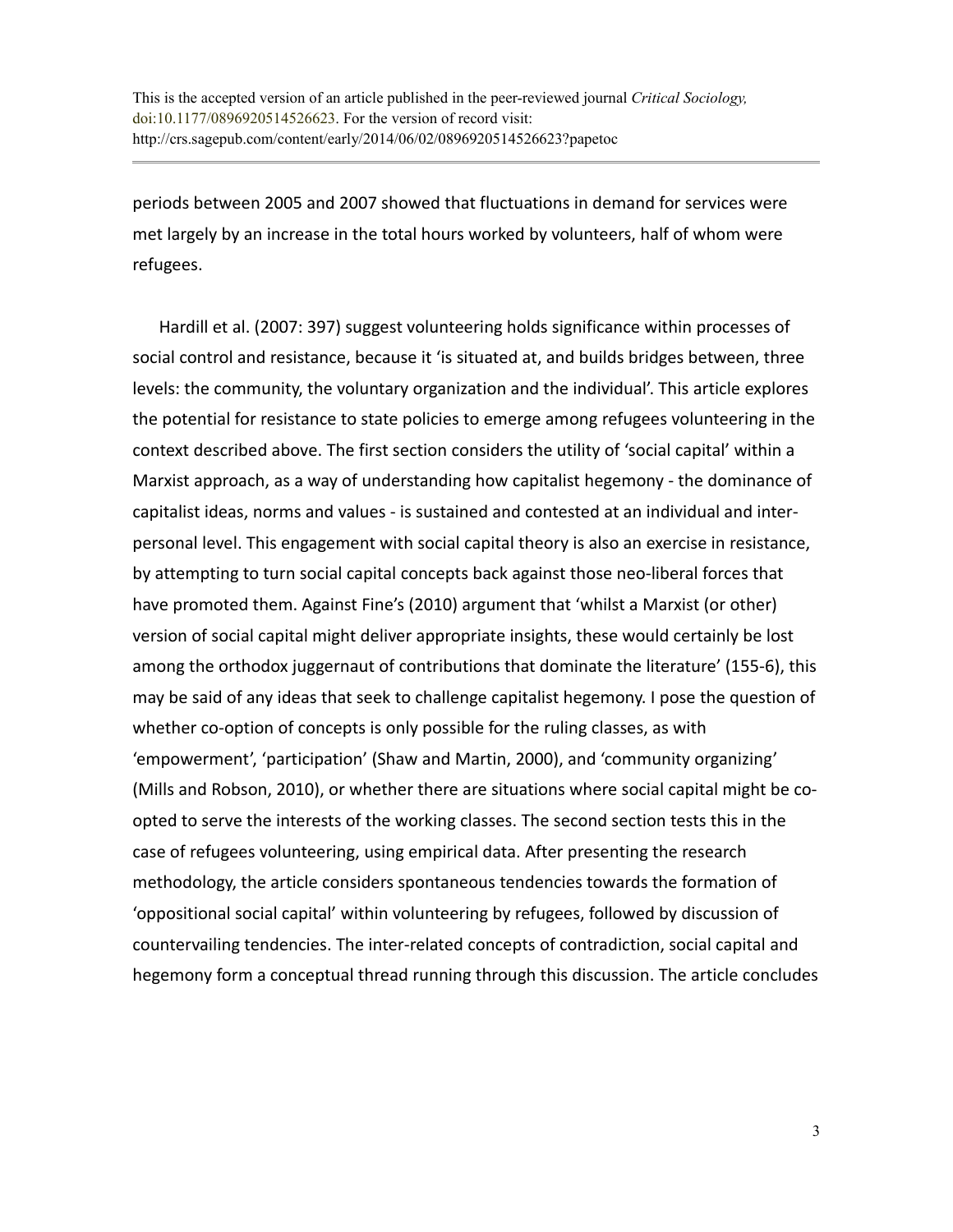periods between 2005 and 2007 showed that fluctuations in demand for services were met largely by an increase in the total hours worked by volunteers, half of whom were refugees.

Hardill et al. (2007: 397) suggest volunteering holds significance within processes of social control and resistance, because it 'is situated at, and builds bridges between, three levels: the community, the voluntary organization and the individual'. This article explores the potential for resistance to state policies to emerge among refugees volunteering in the context described above. The first section considers the utility of 'social capital' within a Marxist approach, as a way of understanding how capitalist hegemony - the dominance of capitalist ideas, norms and values - is sustained and contested at an individual and inter-personal level. This engagement with social capital theory is also an exercise in resistance, by attempting to turn social capital concepts back against those neo-liberal forces that have promoted them. Against Fine's (2010) argument that 'whilst a Marxist (or other) version of social capital might deliver appropriate insights, these would certainly be lost among the orthodox juggernaut of contributions that dominate the literature' (155-6), this may be said of any ideas that seek to challenge capitalist hegemony. I pose the question of whether co-option of concepts is only possible for the ruling classes, as with 'empowerment', 'participation' (Shaw and Martin, 2000), and 'community organizing' (Mills and Robson, 2010), or whether there are situations where social capital might be co-opted to serve the interests of the working classes. The second section tests this in the case of refugees volunteering, using empirical data. After presenting the research methodology, the article considers spontaneous tendencies towards the formation of 'oppositional social capital' within volunteering by refugees, followed by discussion of countervailing tendencies. The inter-related concepts of contradiction, social capital and hegemony form a conceptual thread running through this discussion. The article concludes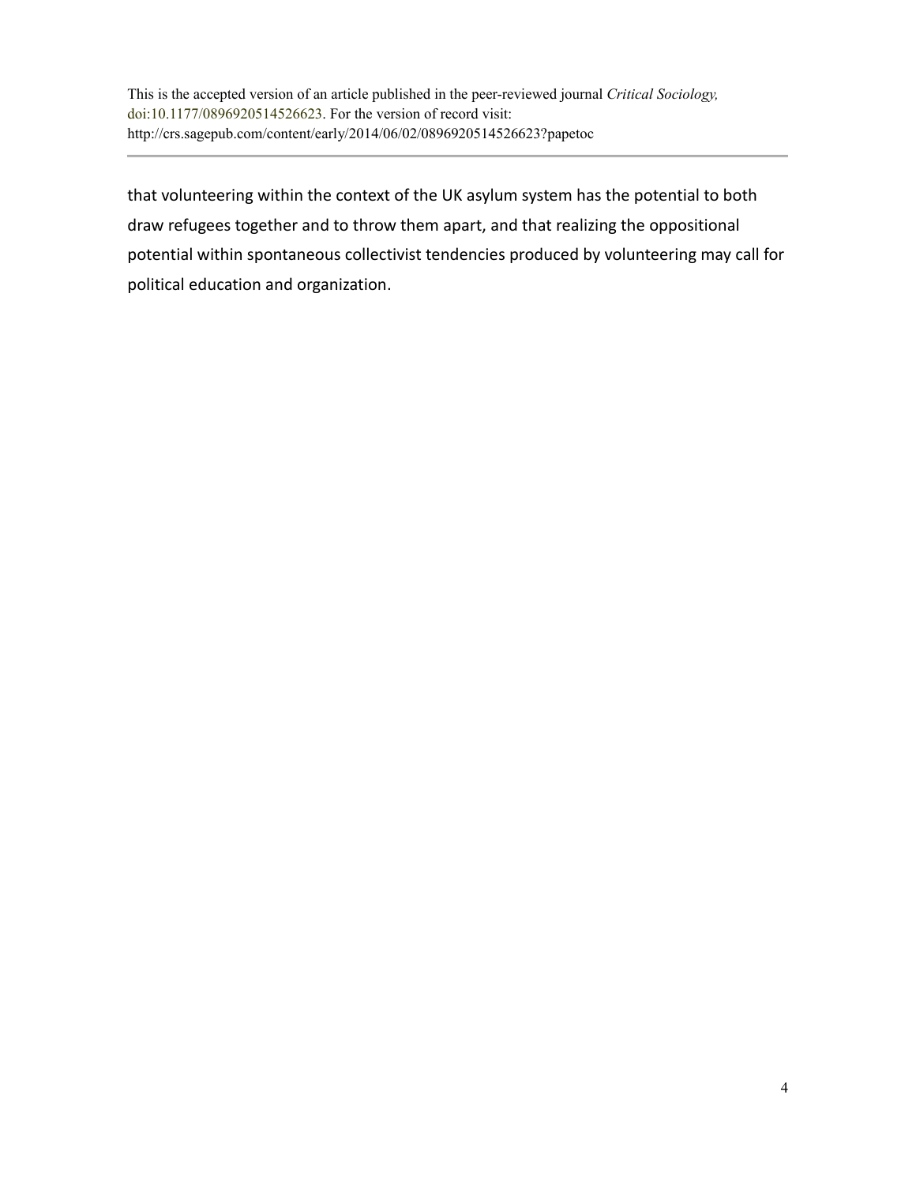that volunteering within the context of the UK asylum system has the potential to both draw refugees together and to throw them apart, and that realizing the oppositional potential within spontaneous collectivist tendencies produced by volunteering may call for political education and organization.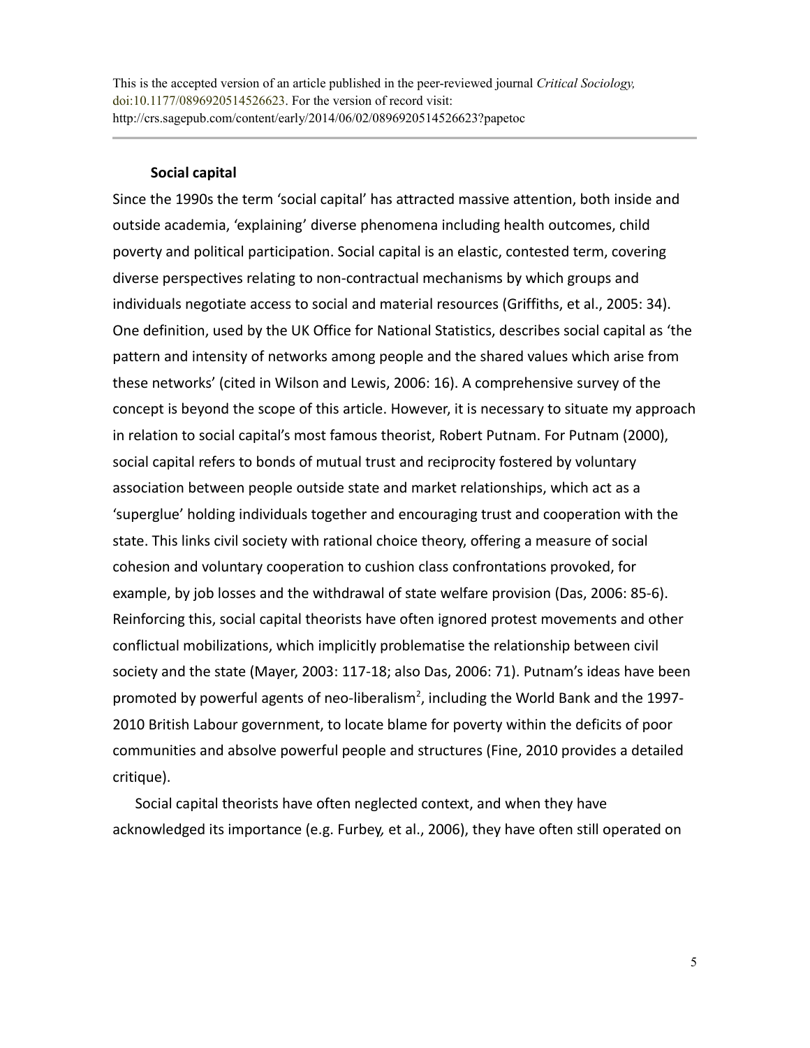### Social capital

Since the 1990s the term 'social capital' has attracted massive attention, both inside and outside academia, 'explaining' diverse phenomena including health outcomes, child poverty and political participation. Social capital is an elastic, contested term, covering diverse perspectives relating to non-contractual mechanisms by which groups and individuals negotiate access to social and material resources (Griffiths, et al., 2005: 34). One definition, used by the UK Office for National Statistics, describes social capital as 'the pattern and intensity of networks among people and the shared values which arise from these networks' (cited in Wilson and Lewis, 2006: 16). A comprehensive survey of the concept is beyond the scope of this article. However, it is necessary to situate my approach in relation to social capital's most famous theorist, Robert Putnam. For Putnam (2000), social capital refers to bonds of mutual trust and reciprocity fostered by voluntary association between people outside state and market relationships, which act as a 'superglue' holding individuals together and encouraging trust and cooperation with the state. This links civil society with rational choice theory, offering a measure of social cohesion and voluntary cooperation to cushion class confrontations provoked, for example, by job losses and the withdrawal of state welfare provision (Das, 2006: 85-6). Reinforcing this, social capital theorists have often ignored protest movements and other conflictual mobilizations, which implicitly problematise the relationship between civil society and the state (Mayer, 2003: 117-18; also Das, 2006: 71). Putnam's ideas have been promoted by powerful agents of neo-liberalism[2], including the World Bank and the 1997-2010 British Labour government, to locate blame for poverty within the deficits of poor communities and absolve powerful people and structures (Fine, 2010 provides a detailed critique).

Social capital theorists have often neglected context, and when they have acknowledged its importance (e.g. Furbey, et al., 2006), they have often still operated on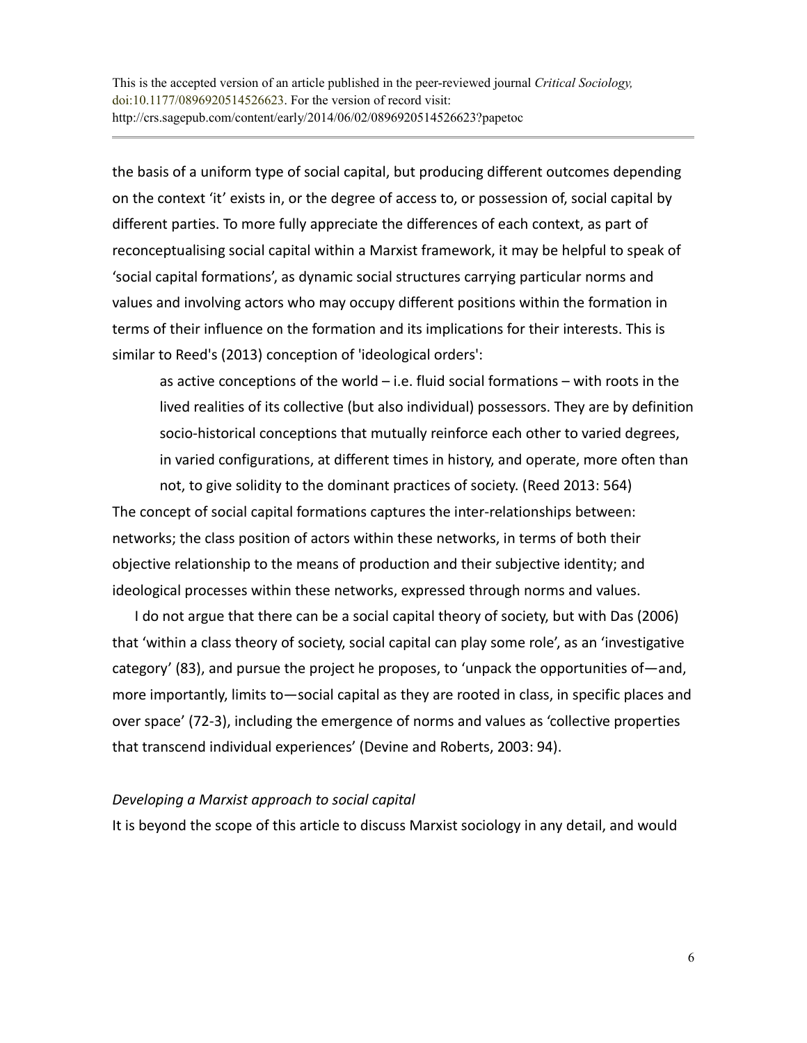the basis of a uniform type of social capital, but producing different outcomes depending on the context 'it' exists in, or the degree of access to, or possession of, social capital by different parties. To more fully appreciate the differences of each context, as part of reconceptualising social capital within a Marxist framework, it may be helpful to speak of 'social capital formations', as dynamic social structures carrying particular norms and values and involving actors who may occupy different positions within the formation in terms of their influence on the formation and its implications for their interests. This is similar to Reed's (2013) conception of 'ideological orders':

> as active conceptions of the world – i.e. fluid social formations – with roots in the lived realities of its collective (but also individual) possessors. They are by definition socio-historical conceptions that mutually reinforce each other to varied degrees, in varied configurations, at different times in history, and operate, more often than not, to give solidity to the dominant practices of society. (Reed 2013: 564)

The concept of social capital formations captures the inter-relationships between: networks; the class position of actors within these networks, in terms of both their objective relationship to the means of production and their subjective identity; and ideological processes within these networks, expressed through norms and values.

I do not argue that there can be a social capital theory of society, but with Das (2006) that 'within a class theory of society, social capital can play some role', as an 'investigative category' (83), and pursue the project he proposes, to 'unpack the opportunities of—and, more importantly, limits to—social capital as they are rooted in class, in specific places and over space' (72-3), including the emergence of norms and values as 'collective properties that transcend individual experiences' (Devine and Roberts, 2003: 94).

*Developing a Marxist approach to social capital*

It is beyond the scope of this article to discuss Marxist sociology in any detail, and would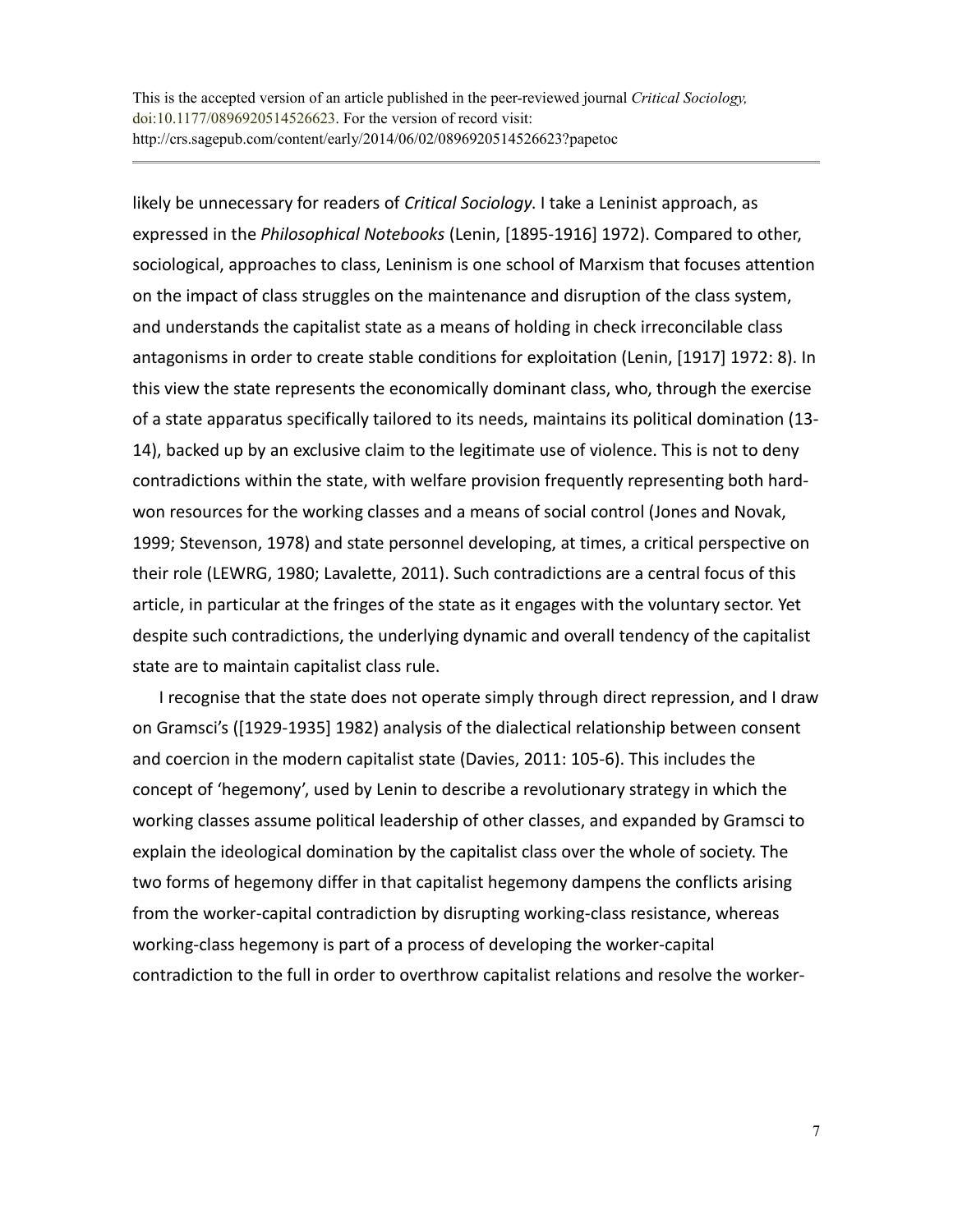likely be unnecessary for readers of *Critical Sociology*. I take a Leninist approach, as expressed in the *Philosophical Notebooks* (Lenin, [1895-1916] 1972). Compared to other, sociological, approaches to class, Leninism is one school of Marxism that focuses attention on the impact of class struggles on the maintenance and disruption of the class system, and understands the capitalist state as a means of holding in check irreconcilable class antagonisms in order to create stable conditions for exploitation (Lenin, [1917] 1972: 8). In this view the state represents the economically dominant class, who, through the exercise of a state apparatus specifically tailored to its needs, maintains its political domination (13-14), backed up by an exclusive claim to the legitimate use of violence. This is not to deny contradictions within the state, with welfare provision frequently representing both hard-won resources for the working classes and a means of social control (Jones and Novak, 1999; Stevenson, 1978) and state personnel developing, at times, a critical perspective on their role (LEWRG, 1980; Lavalette, 2011). Such contradictions are a central focus of this article, in particular at the fringes of the state as it engages with the voluntary sector. Yet despite such contradictions, the underlying dynamic and overall tendency of the capitalist state are to maintain capitalist class rule.

I recognise that the state does not operate simply through direct repression, and I draw on Gramsci's ([1929-1935] 1982) analysis of the dialectical relationship between consent and coercion in the modern capitalist state (Davies, 2011: 105-6). This includes the concept of 'hegemony', used by Lenin to describe a revolutionary strategy in which the working classes assume political leadership of other classes, and expanded by Gramsci to explain the ideological domination by the capitalist class over the whole of society. The two forms of hegemony differ in that capitalist hegemony dampens the conflicts arising from the worker-capital contradiction by disrupting working-class resistance, whereas working-class hegemony is part of a process of developing the worker-capital contradiction to the full in order to overthrow capitalist relations and resolve the worker-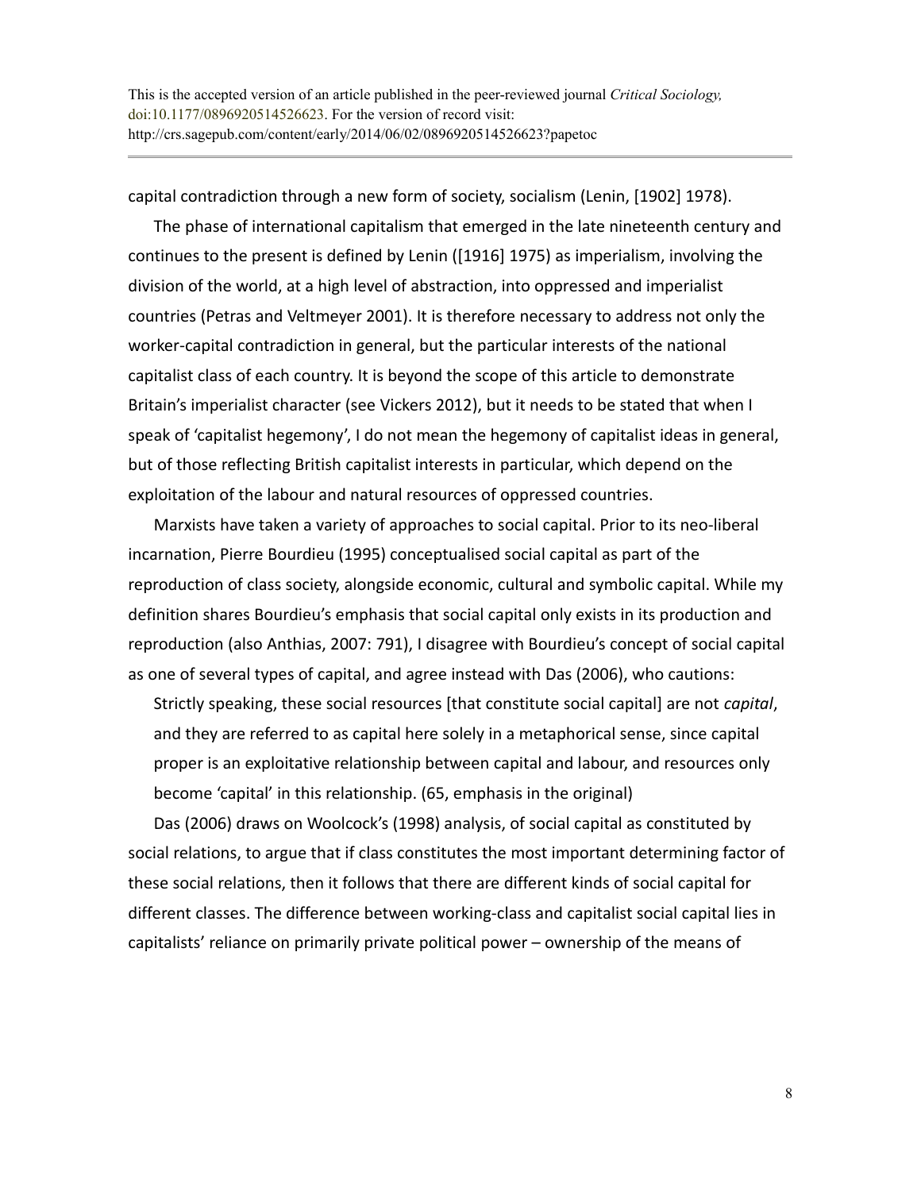capital contradiction through a new form of society, socialism (Lenin, [1902] 1978).

The phase of international capitalism that emerged in the late nineteenth century and continues to the present is defined by Lenin ([1916] 1975) as imperialism, involving the division of the world, at a high level of abstraction, into oppressed and imperialist countries (Petras and Veltmeyer 2001). It is therefore necessary to address not only the worker-capital contradiction in general, but the particular interests of the national capitalist class of each country. It is beyond the scope of this article to demonstrate Britain's imperialist character (see Vickers 2012), but it needs to be stated that when I speak of 'capitalist hegemony', I do not mean the hegemony of capitalist ideas in general, but of those reflecting British capitalist interests in particular, which depend on the exploitation of the labour and natural resources of oppressed countries.

Marxists have taken a variety of approaches to social capital. Prior to its neo-liberal incarnation, Pierre Bourdieu (1995) conceptualised social capital as part of the reproduction of class society, alongside economic, cultural and symbolic capital. While my definition shares Bourdieu's emphasis that social capital only exists in its production and reproduction (also Anthias, 2007: 791), I disagree with Bourdieu's concept of social capital as one of several types of capital, and agree instead with Das (2006), who cautions:

> Strictly speaking, these social resources [that constitute social capital] are not *capital*, and they are referred to as capital here solely in a metaphorical sense, since capital proper is an exploitative relationship between capital and labour, and resources only become 'capital' in this relationship. (65, emphasis in the original)

Das (2006) draws on Woolcock's (1998) analysis, of social capital as constituted by social relations, to argue that if class constitutes the most important determining factor of these social relations, then it follows that there are different kinds of social capital for different classes. The difference between working-class and capitalist social capital lies in capitalists' reliance on primarily private political power – ownership of the means of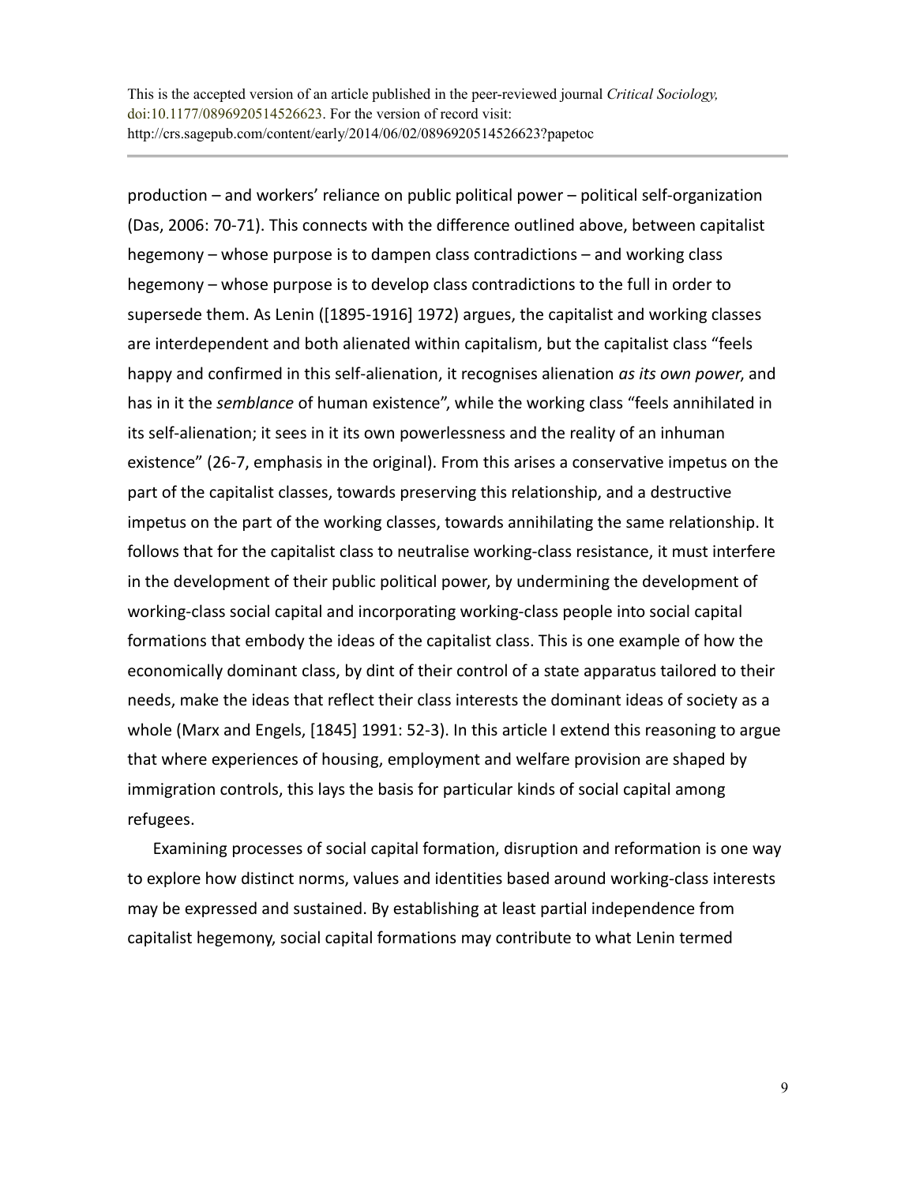production – and workers' reliance on public political power – political self-organization (Das, 2006: 70-71). This connects with the difference outlined above, between capitalist hegemony – whose purpose is to dampen class contradictions – and working class hegemony – whose purpose is to develop class contradictions to the full in order to supersede them. As Lenin ([1895-1916] 1972) argues, the capitalist and working classes are interdependent and both alienated within capitalism, but the capitalist class "feels happy and confirmed in this self-alienation, it recognises alienation *as its own power*, and has in it the *semblance* of human existence", while the working class "feels annihilated in its self-alienation; it sees in it its own powerlessness and the reality of an inhuman existence" (26-7, emphasis in the original). From this arises a conservative impetus on the part of the capitalist classes, towards preserving this relationship, and a destructive impetus on the part of the working classes, towards annihilating the same relationship. It follows that for the capitalist class to neutralise working-class resistance, it must interfere in the development of their public political power, by undermining the development of working-class social capital and incorporating working-class people into social capital formations that embody the ideas of the capitalist class. This is one example of how the economically dominant class, by dint of their control of a state apparatus tailored to their needs, make the ideas that reflect their class interests the dominant ideas of society as a whole (Marx and Engels, [1845] 1991: 52-3). In this article I extend this reasoning to argue that where experiences of housing, employment and welfare provision are shaped by immigration controls, this lays the basis for particular kinds of social capital among refugees.

Examining processes of social capital formation, disruption and reformation is one way to explore how distinct norms, values and identities based around working-class interests may be expressed and sustained. By establishing at least partial independence from capitalist hegemony, social capital formations may contribute to what Lenin termed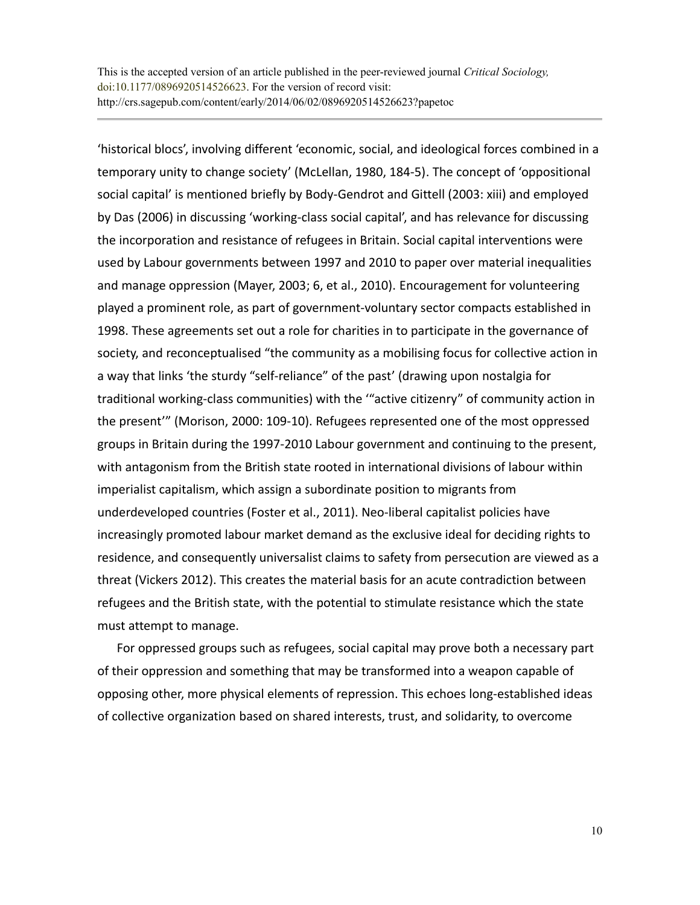‘historical blocs’, involving different ‘economic, social, and ideological forces combined in a temporary unity to change society’ (McLellan, 1980, 184-5). The concept of ‘oppositional social capital’ is mentioned briefly by Body-Gendrot and Gittell (2003: xiii) and employed by Das (2006) in discussing ‘working-class social capital’, and has relevance for discussing the incorporation and resistance of refugees in Britain. Social capital interventions were used by Labour governments between 1997 and 2010 to paper over material inequalities and manage oppression (Mayer, 2003; 6, et al., 2010). Encouragement for volunteering played a prominent role, as part of government-voluntary sector compacts established in 1998. These agreements set out a role for charities in to participate in the governance of society, and reconceptualised “the community as a mobilising focus for collective action in a way that links ‘the sturdy “self-reliance” of the past’ (drawing upon nostalgia for traditional working-class communities) with the ‘“active citizenry” of community action in the present’” (Morison, 2000: 109-10). Refugees represented one of the most oppressed groups in Britain during the 1997-2010 Labour government and continuing to the present, with antagonism from the British state rooted in international divisions of labour within imperialist capitalism, which assign a subordinate position to migrants from underdeveloped countries (Foster et al., 2011). Neo-liberal capitalist policies have increasingly promoted labour market demand as the exclusive ideal for deciding rights to residence, and consequently universalist claims to safety from persecution are viewed as a threat (Vickers 2012). This creates the material basis for an acute contradiction between refugees and the British state, with the potential to stimulate resistance which the state must attempt to manage.

For oppressed groups such as refugees, social capital may prove both a necessary part of their oppression and something that may be transformed into a weapon capable of opposing other, more physical elements of repression. This echoes long-established ideas of collective organization based on shared interests, trust, and solidarity, to overcome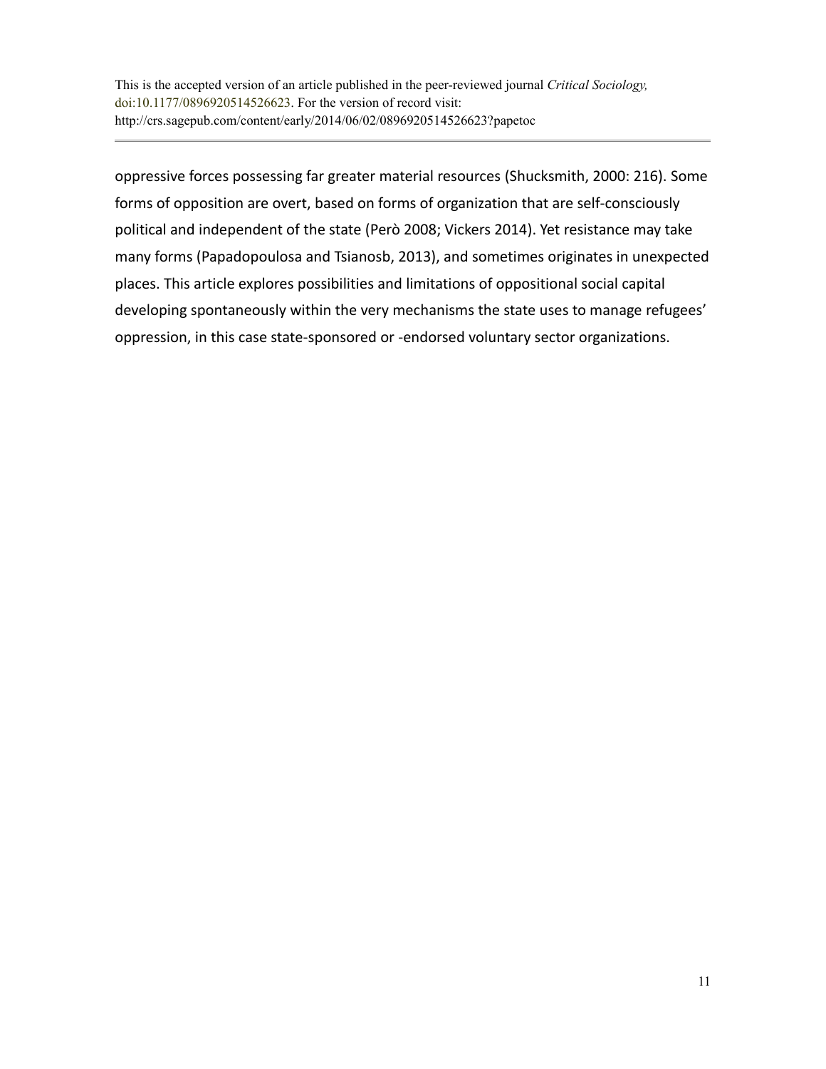oppressive forces possessing far greater material resources (Shucksmith, 2000: 216). Some forms of opposition are overt, based on forms of organization that are self-consciously political and independent of the state (Però 2008; Vickers 2014). Yet resistance may take many forms (Papadopoulosa and Tsianosb, 2013), and sometimes originates in unexpected places. This article explores possibilities and limitations of oppositional social capital developing spontaneously within the very mechanisms the state uses to manage refugees' oppression, in this case state-sponsored or -endorsed voluntary sector organizations.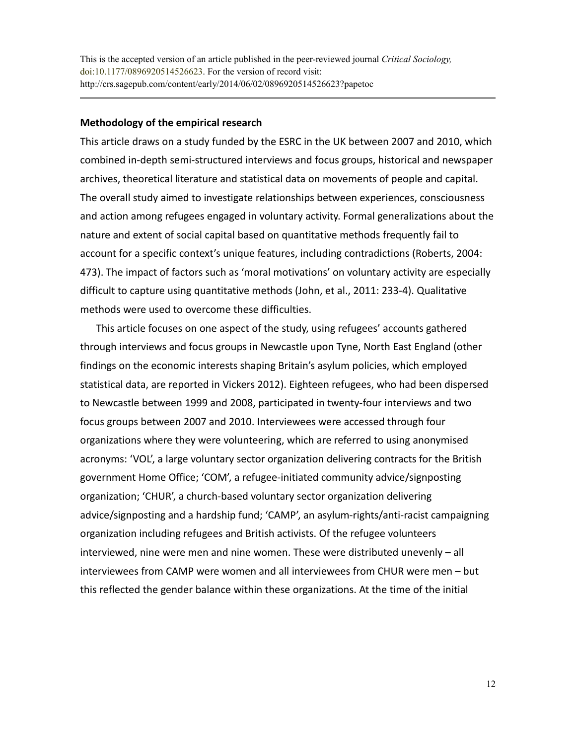## Methodology of the empirical research

This article draws on a study funded by the ESRC in the UK between 2007 and 2010, which combined in-depth semi-structured interviews and focus groups, historical and newspaper archives, theoretical literature and statistical data on movements of people and capital. The overall study aimed to investigate relationships between experiences, consciousness and action among refugees engaged in voluntary activity. Formal generalizations about the nature and extent of social capital based on quantitative methods frequently fail to account for a specific context's unique features, including contradictions (Roberts, 2004: 473). The impact of factors such as 'moral motivations' on voluntary activity are especially difficult to capture using quantitative methods (John, et al., 2011: 233-4). Qualitative methods were used to overcome these difficulties.

This article focuses on one aspect of the study, using refugees' accounts gathered through interviews and focus groups in Newcastle upon Tyne, North East England (other findings on the economic interests shaping Britain's asylum policies, which employed statistical data, are reported in Vickers 2012). Eighteen refugees, who had been dispersed to Newcastle between 1999 and 2008, participated in twenty-four interviews and two focus groups between 2007 and 2010. Interviewees were accessed through four organizations where they were volunteering, which are referred to using anonymised acronyms: 'VOL', a large voluntary sector organization delivering contracts for the British government Home Office; 'COM', a refugee-initiated community advice/signposting organization; 'CHUR', a church-based voluntary sector organization delivering advice/signposting and a hardship fund; 'CAMP', an asylum-rights/anti-racist campaigning organization including refugees and British activists. Of the refugee volunteers interviewed, nine were men and nine women. These were distributed unevenly – all interviewees from CAMP were women and all interviewees from CHUR were men – but this reflected the gender balance within these organizations. At the time of the initial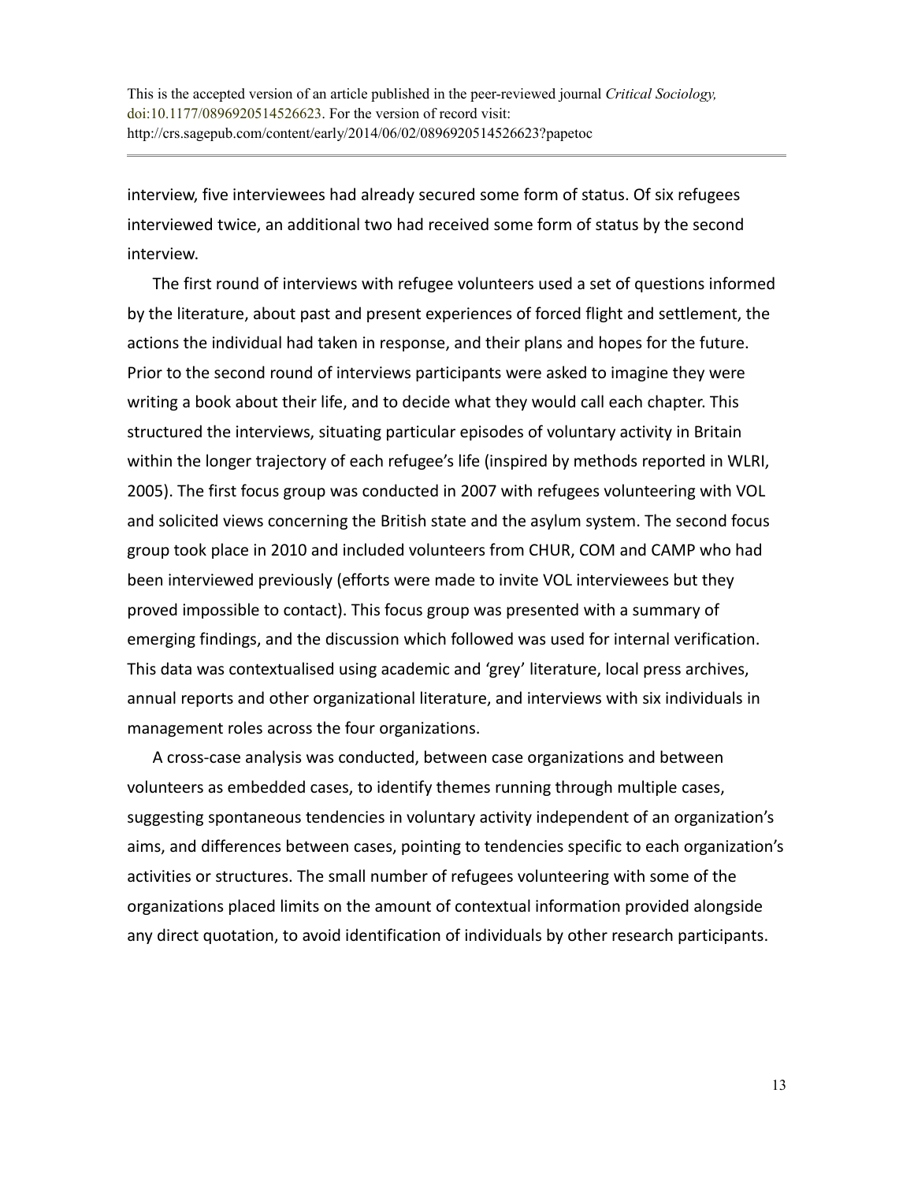interview, five interviewees had already secured some form of status. Of six refugees interviewed twice, an additional two had received some form of status by the second interview.

The first round of interviews with refugee volunteers used a set of questions informed by the literature, about past and present experiences of forced flight and settlement, the actions the individual had taken in response, and their plans and hopes for the future. Prior to the second round of interviews participants were asked to imagine they were writing a book about their life, and to decide what they would call each chapter. This structured the interviews, situating particular episodes of voluntary activity in Britain within the longer trajectory of each refugee's life (inspired by methods reported in WLRI, 2005). The first focus group was conducted in 2007 with refugees volunteering with VOL and solicited views concerning the British state and the asylum system. The second focus group took place in 2010 and included volunteers from CHUR, COM and CAMP who had been interviewed previously (efforts were made to invite VOL interviewees but they proved impossible to contact). This focus group was presented with a summary of emerging findings, and the discussion which followed was used for internal verification. This data was contextualised using academic and 'grey' literature, local press archives, annual reports and other organizational literature, and interviews with six individuals in management roles across the four organizations.

A cross-case analysis was conducted, between case organizations and between volunteers as embedded cases, to identify themes running through multiple cases, suggesting spontaneous tendencies in voluntary activity independent of an organization's aims, and differences between cases, pointing to tendencies specific to each organization's activities or structures. The small number of refugees volunteering with some of the organizations placed limits on the amount of contextual information provided alongside any direct quotation, to avoid identification of individuals by other research participants.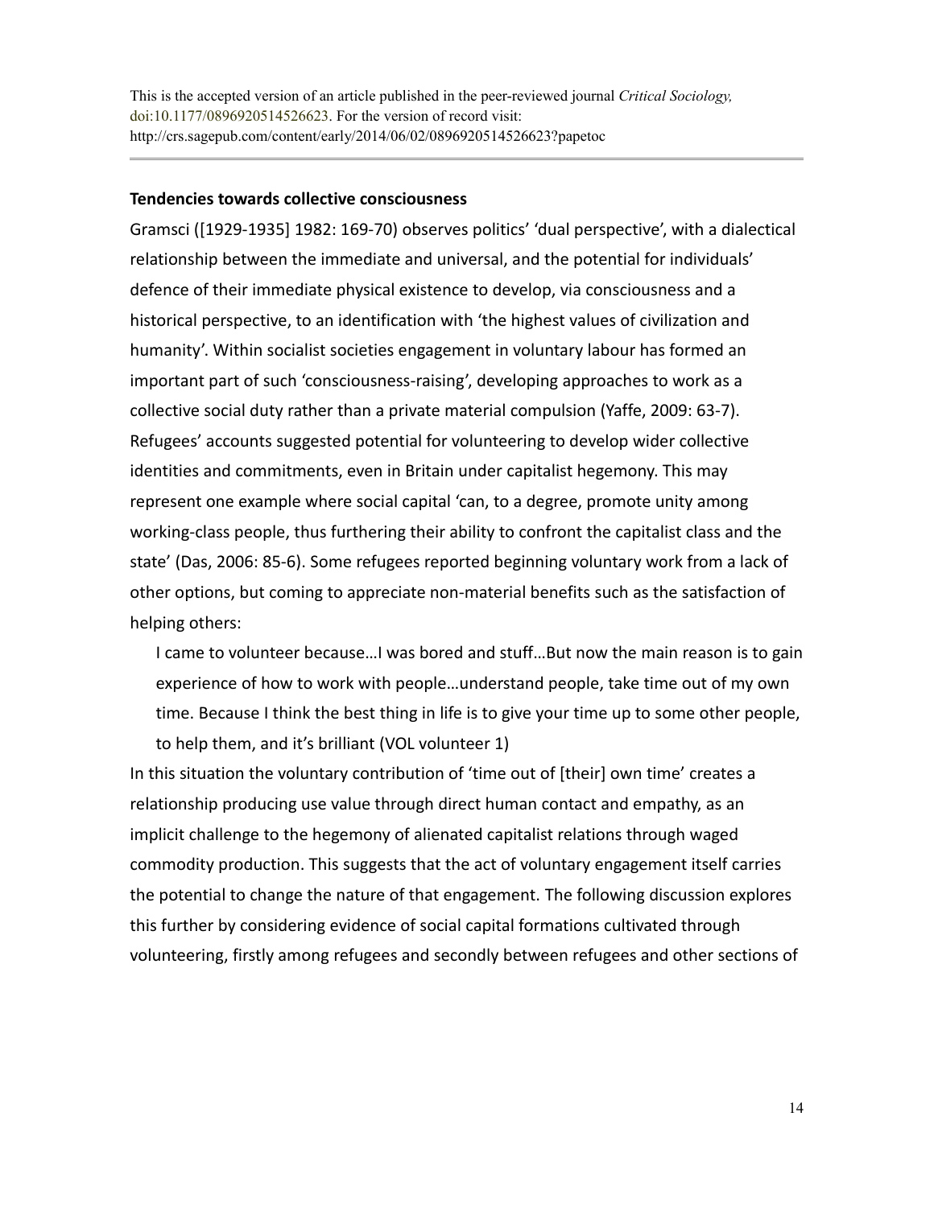### Tendencies towards collective consciousness

Gramsci ([1929-1935] 1982: 169-70) observes politics' 'dual perspective', with a dialectical relationship between the immediate and universal, and the potential for individuals' defence of their immediate physical existence to develop, via consciousness and a historical perspective, to an identification with 'the highest values of civilization and humanity'. Within socialist societies engagement in voluntary labour has formed an important part of such 'consciousness-raising', developing approaches to work as a collective social duty rather than a private material compulsion (Yaffe, 2009: 63-7). Refugees' accounts suggested potential for volunteering to develop wider collective identities and commitments, even in Britain under capitalist hegemony. This may represent one example where social capital 'can, to a degree, promote unity among working-class people, thus furthering their ability to confront the capitalist class and the state' (Das, 2006: 85-6). Some refugees reported beginning voluntary work from a lack of other options, but coming to appreciate non-material benefits such as the satisfaction of helping others:

> I came to volunteer because…I was bored and stuff…But now the main reason is to gain experience of how to work with people…understand people, take time out of my own time. Because I think the best thing in life is to give your time up to some other people, to help them, and it's brilliant (VOL volunteer 1)

In this situation the voluntary contribution of 'time out of [their] own time' creates a relationship producing use value through direct human contact and empathy, as an implicit challenge to the hegemony of alienated capitalist relations through waged commodity production. This suggests that the act of voluntary engagement itself carries the potential to change the nature of that engagement. The following discussion explores this further by considering evidence of social capital formations cultivated through volunteering, firstly among refugees and secondly between refugees and other sections of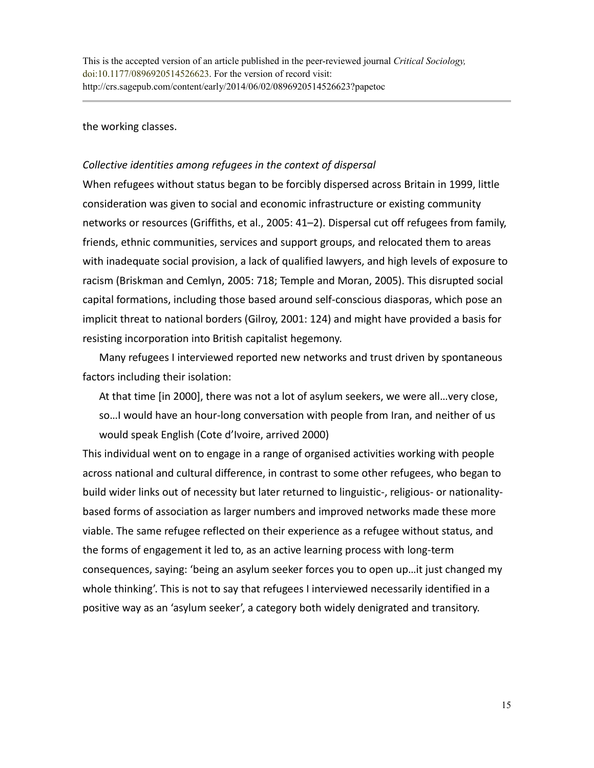the working classes.

*Collective identities among refugees in the context of dispersal*

When refugees without status began to be forcibly dispersed across Britain in 1999, little consideration was given to social and economic infrastructure or existing community networks or resources (Griffiths, et al., 2005: 41–2). Dispersal cut off refugees from family, friends, ethnic communities, services and support groups, and relocated them to areas with inadequate social provision, a lack of qualified lawyers, and high levels of exposure to racism (Briskman and Cemlyn, 2005: 718; Temple and Moran, 2005). This disrupted social capital formations, including those based around self-conscious diasporas, which pose an implicit threat to national borders (Gilroy, 2001: 124) and might have provided a basis for resisting incorporation into British capitalist hegemony.

Many refugees I interviewed reported new networks and trust driven by spontaneous factors including their isolation:

> At that time [in 2000], there was not a lot of asylum seekers, we were all…very close, so…I would have an hour-long conversation with people from Iran, and neither of us would speak English (Cote d'Ivoire, arrived 2000)

This individual went on to engage in a range of organised activities working with people across national and cultural difference, in contrast to some other refugees, who began to build wider links out of necessity but later returned to linguistic-, religious- or nationality-based forms of association as larger numbers and improved networks made these more viable. The same refugee reflected on their experience as a refugee without status, and the forms of engagement it led to, as an active learning process with long-term consequences, saying: 'being an asylum seeker forces you to open up…it just changed my whole thinking'. This is not to say that refugees I interviewed necessarily identified in a positive way as an 'asylum seeker', a category both widely denigrated and transitory.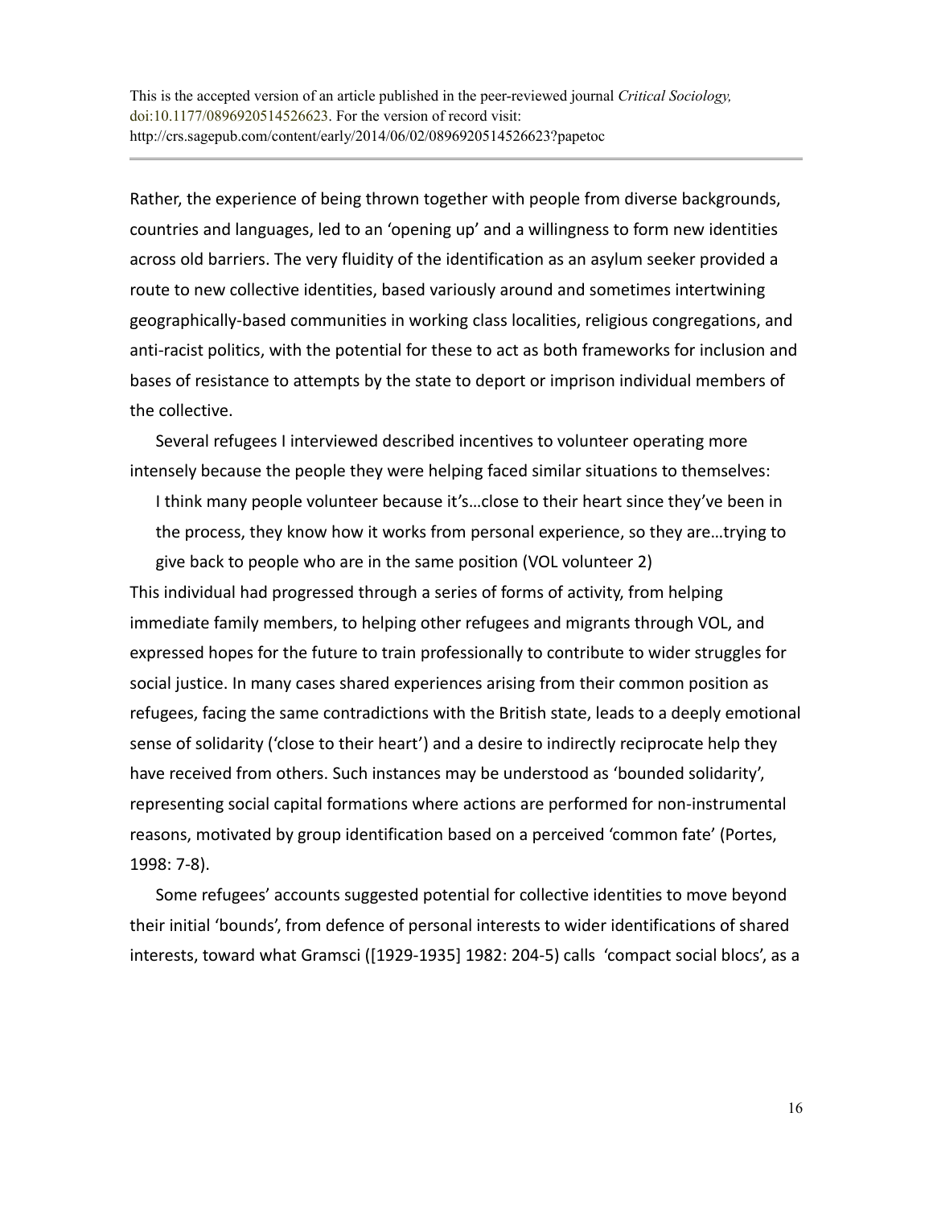Rather, the experience of being thrown together with people from diverse backgrounds, countries and languages, led to an 'opening up' and a willingness to form new identities across old barriers. The very fluidity of the identification as an asylum seeker provided a route to new collective identities, based variously around and sometimes intertwining geographically-based communities in working class localities, religious congregations, and anti-racist politics, with the potential for these to act as both frameworks for inclusion and bases of resistance to attempts by the state to deport or imprison individual members of the collective.

Several refugees I interviewed described incentives to volunteer operating more intensely because the people they were helping faced similar situations to themselves:

> I think many people volunteer because it's…close to their heart since they've been in the process, they know how it works from personal experience, so they are…trying to give back to people who are in the same position (VOL volunteer 2)

This individual had progressed through a series of forms of activity, from helping immediate family members, to helping other refugees and migrants through VOL, and expressed hopes for the future to train professionally to contribute to wider struggles for social justice. In many cases shared experiences arising from their common position as refugees, facing the same contradictions with the British state, leads to a deeply emotional sense of solidarity ('close to their heart') and a desire to indirectly reciprocate help they have received from others. Such instances may be understood as 'bounded solidarity', representing social capital formations where actions are performed for non-instrumental reasons, motivated by group identification based on a perceived 'common fate' (Portes, 1998: 7-8).

Some refugees' accounts suggested potential for collective identities to move beyond their initial 'bounds', from defence of personal interests to wider identifications of shared interests, toward what Gramsci ([1929-1935] 1982: 204-5) calls 'compact social blocs', as a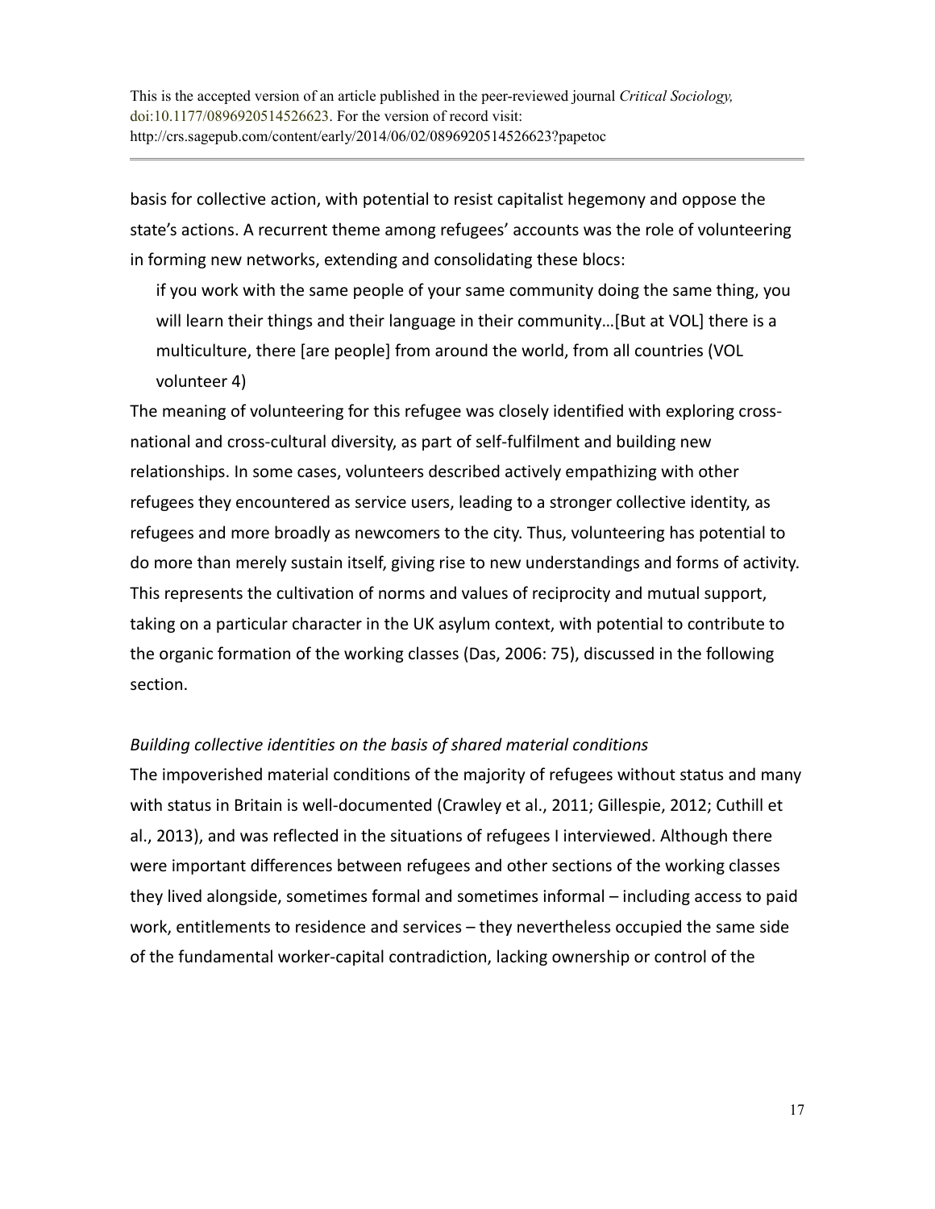basis for collective action, with potential to resist capitalist hegemony and oppose the state's actions. A recurrent theme among refugees' accounts was the role of volunteering in forming new networks, extending and consolidating these blocs:

> if you work with the same people of your same community doing the same thing, you will learn their things and their language in their community…[But at VOL] there is a multiculture, there [are people] from around the world, from all countries (VOL volunteer 4)

The meaning of volunteering for this refugee was closely identified with exploring cross-national and cross-cultural diversity, as part of self-fulfilment and building new relationships. In some cases, volunteers described actively empathizing with other refugees they encountered as service users, leading to a stronger collective identity, as refugees and more broadly as newcomers to the city. Thus, volunteering has potential to do more than merely sustain itself, giving rise to new understandings and forms of activity. This represents the cultivation of norms and values of reciprocity and mutual support, taking on a particular character in the UK asylum context, with potential to contribute to the organic formation of the working classes (Das, 2006: 75), discussed in the following section.

*Building collective identities on the basis of shared material conditions*

The impoverished material conditions of the majority of refugees without status and many with status in Britain is well-documented (Crawley et al., 2011; Gillespie, 2012; Cuthill et al., 2013), and was reflected in the situations of refugees I interviewed. Although there were important differences between refugees and other sections of the working classes they lived alongside, sometimes formal and sometimes informal – including access to paid work, entitlements to residence and services – they nevertheless occupied the same side of the fundamental worker-capital contradiction, lacking ownership or control of the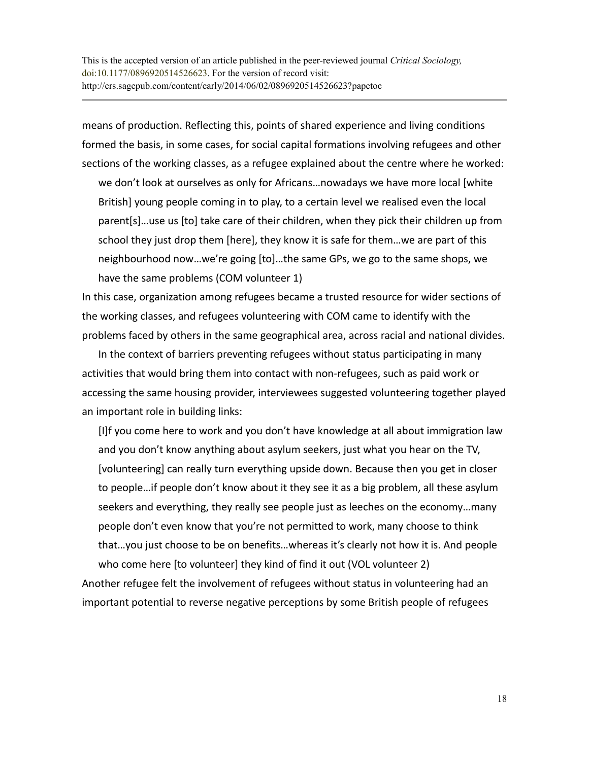means of production. Reflecting this, points of shared experience and living conditions formed the basis, in some cases, for social capital formations involving refugees and other sections of the working classes, as a refugee explained about the centre where he worked:

> we don't look at ourselves as only for Africans…nowadays we have more local [white British] young people coming in to play, to a certain level we realised even the local parent[s]…use us [to] take care of their children, when they pick their children up from school they just drop them [here], they know it is safe for them…we are part of this neighbourhood now…we're going [to]…the same GPs, we go to the same shops, we have the same problems (COM volunteer 1)

In this case, organization among refugees became a trusted resource for wider sections of the working classes, and refugees volunteering with COM came to identify with the problems faced by others in the same geographical area, across racial and national divides.

In the context of barriers preventing refugees without status participating in many activities that would bring them into contact with non-refugees, such as paid work or accessing the same housing provider, interviewees suggested volunteering together played an important role in building links:

> [I]f you come here to work and you don't have knowledge at all about immigration law and you don't know anything about asylum seekers, just what you hear on the TV, [volunteering] can really turn everything upside down. Because then you get in closer to people…if people don't know about it they see it as a big problem, all these asylum seekers and everything, they really see people just as leeches on the economy…many people don't even know that you're not permitted to work, many choose to think that…you just choose to be on benefits…whereas it's clearly not how it is. And people who come here [to volunteer] they kind of find it out (VOL volunteer 2)

Another refugee felt the involvement of refugees without status in volunteering had an important potential to reverse negative perceptions by some British people of refugees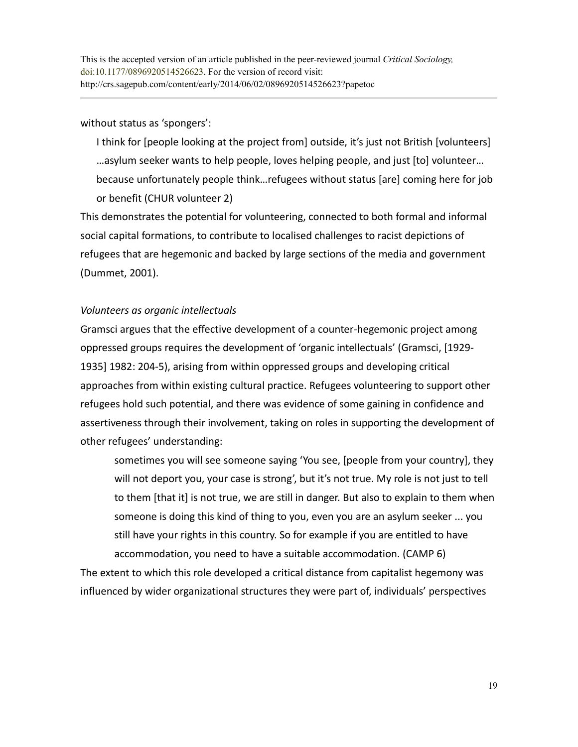without status as 'spongers':

> I think for [people looking at the project from] outside, it's just not British [volunteers] …asylum seeker wants to help people, loves helping people, and just [to] volunteer… because unfortunately people think…refugees without status [are] coming here for job or benefit (CHUR volunteer 2)

This demonstrates the potential for volunteering, connected to both formal and informal social capital formations, to contribute to localised challenges to racist depictions of refugees that are hegemonic and backed by large sections of the media and government (Dummet, 2001).

*Volunteers as organic intellectuals*

Gramsci argues that the effective development of a counter-hegemonic project among oppressed groups requires the development of 'organic intellectuals' (Gramsci, [1929-1935] 1982: 204-5), arising from within oppressed groups and developing critical approaches from within existing cultural practice. Refugees volunteering to support other refugees hold such potential, and there was evidence of some gaining in confidence and assertiveness through their involvement, taking on roles in supporting the development of other refugees' understanding:

> sometimes you will see someone saying 'You see, [people from your country], they will not deport you, your case is strong', but it's not true. My role is not just to tell to them [that it] is not true, we are still in danger. But also to explain to them when someone is doing this kind of thing to you, even you are an asylum seeker ... you still have your rights in this country. So for example if you are entitled to have accommodation, you need to have a suitable accommodation. (CAMP 6)

The extent to which this role developed a critical distance from capitalist hegemony was influenced by wider organizational structures they were part of, individuals' perspectives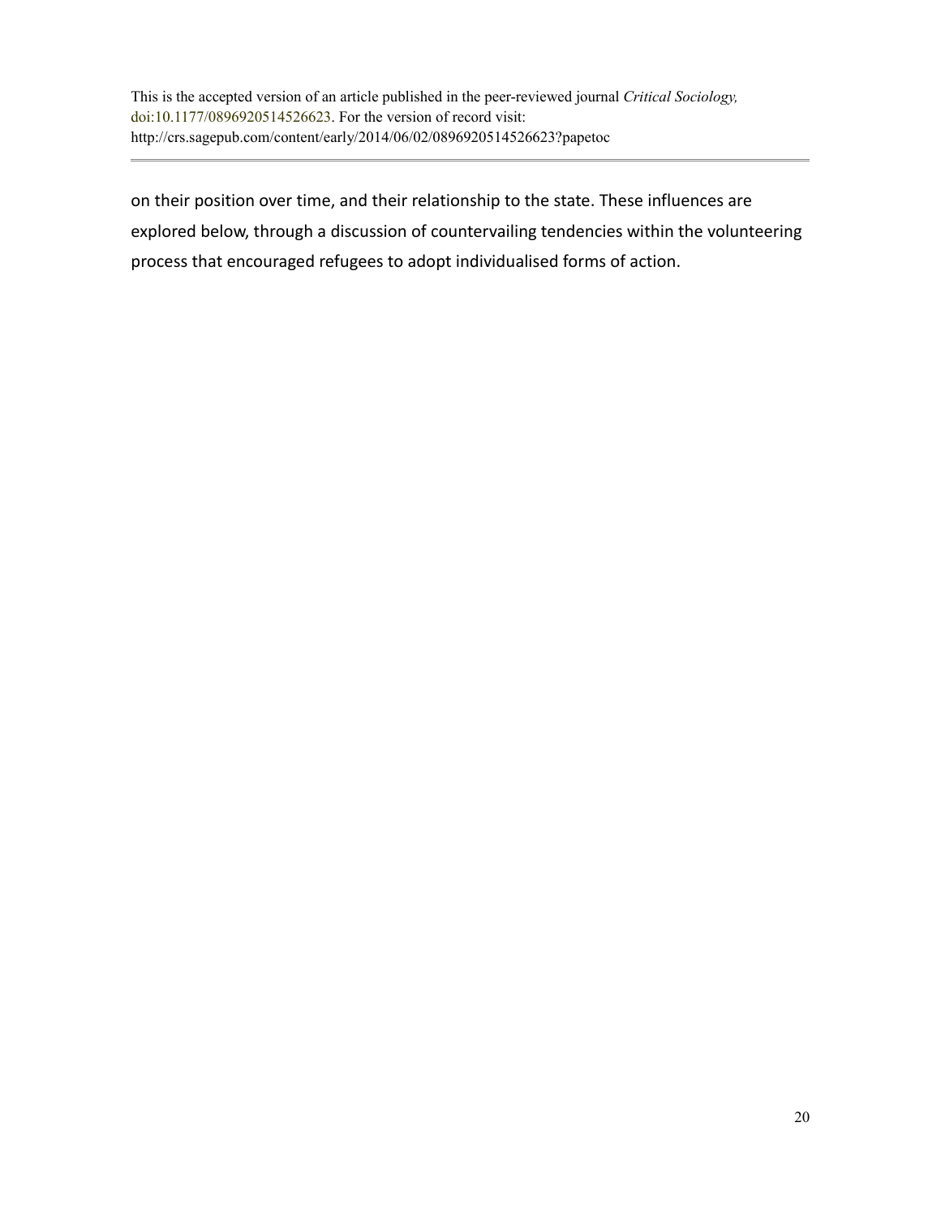on their position over time, and their relationship to the state. These influences are explored below, through a discussion of countervailing tendencies within the volunteering process that encouraged refugees to adopt individualised forms of action.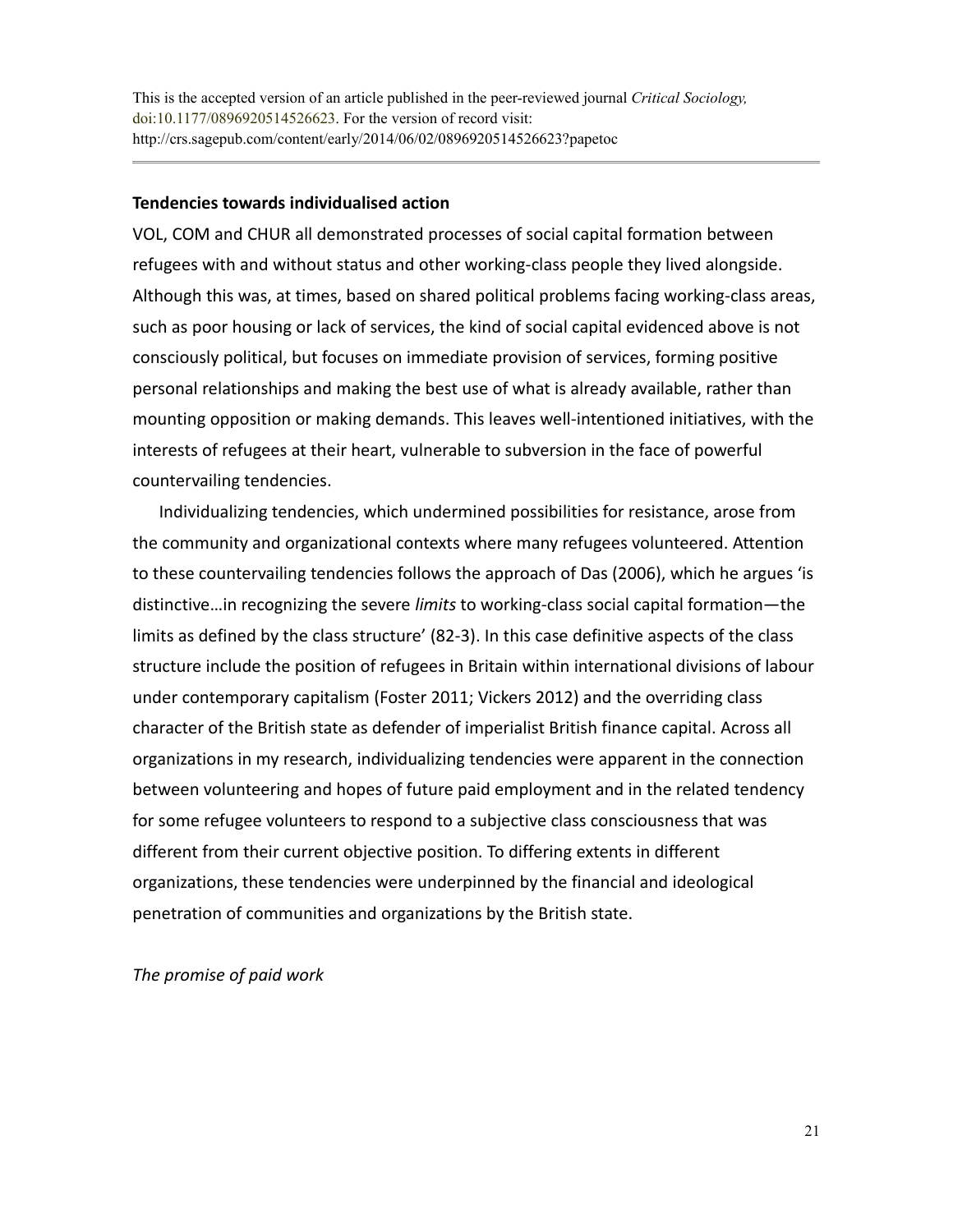This is the accepted version of an article published in the peer-reviewed journal *Critical Sociology,* doi:10.1177/0896920514526623. For the version of record visit: http://crs.sagepub.com/content/early/2014/06/02/0896920514526623?papetoc

**Tendencies towards individualised action**

VOL, COM and CHUR all demonstrated processes of social capital formation between refugees with and without status and other working-class people they lived alongside. Although this was, at times, based on shared political problems facing working-class areas, such as poor housing or lack of services, the kind of social capital evidenced above is not consciously political, but focuses on immediate provision of services, forming positive personal relationships and making the best use of what is already available, rather than mounting opposition or making demands. This leaves well-intentioned initiatives, with the interests of refugees at their heart, vulnerable to subversion in the face of powerful countervailing tendencies.

Individualizing tendencies, which undermined possibilities for resistance, arose from the community and organizational contexts where many refugees volunteered. Attention to these countervailing tendencies follows the approach of Das (2006), which he argues 'is distinctive…in recognizing the severe *limits* to working-class social capital formation—the limits as defined by the class structure' (82-3). In this case definitive aspects of the class structure include the position of refugees in Britain within international divisions of labour under contemporary capitalism (Foster 2011; Vickers 2012) and the overriding class character of the British state as defender of imperialist British finance capital. Across all organizations in my research, individualizing tendencies were apparent in the connection between volunteering and hopes of future paid employment and in the related tendency for some refugee volunteers to respond to a subjective class consciousness that was different from their current objective position. To differing extents in different organizations, these tendencies were underpinned by the financial and ideological penetration of communities and organizations by the British state.

*The promise of paid work*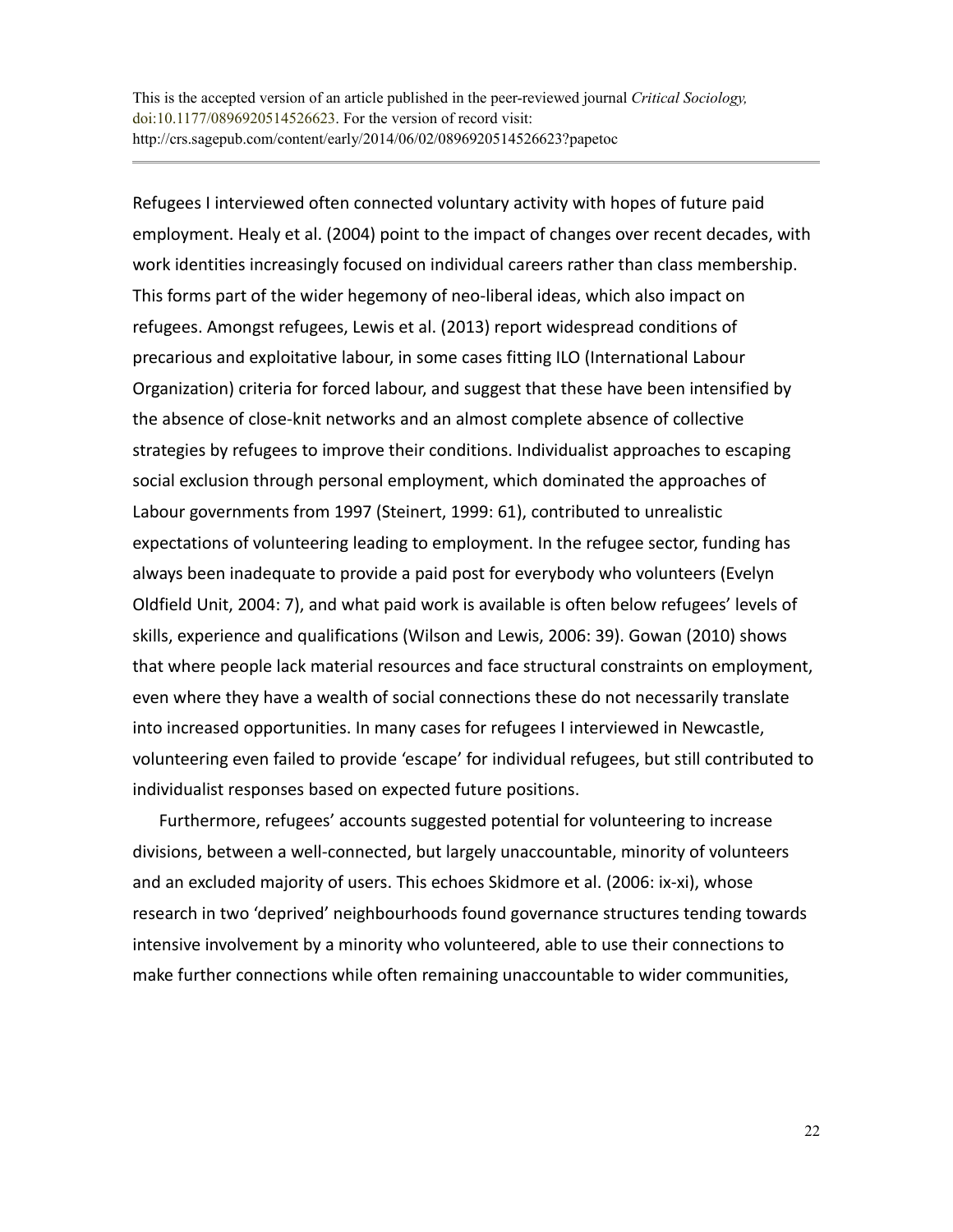Refugees I interviewed often connected voluntary activity with hopes of future paid employment. Healy et al. (2004) point to the impact of changes over recent decades, with work identities increasingly focused on individual careers rather than class membership. This forms part of the wider hegemony of neo-liberal ideas, which also impact on refugees. Amongst refugees, Lewis et al. (2013) report widespread conditions of precarious and exploitative labour, in some cases fitting ILO (International Labour Organization) criteria for forced labour, and suggest that these have been intensified by the absence of close-knit networks and an almost complete absence of collective strategies by refugees to improve their conditions. Individualist approaches to escaping social exclusion through personal employment, which dominated the approaches of Labour governments from 1997 (Steinert, 1999: 61), contributed to unrealistic expectations of volunteering leading to employment. In the refugee sector, funding has always been inadequate to provide a paid post for everybody who volunteers (Evelyn Oldfield Unit, 2004: 7), and what paid work is available is often below refugees' levels of skills, experience and qualifications (Wilson and Lewis, 2006: 39). Gowan (2010) shows that where people lack material resources and face structural constraints on employment, even where they have a wealth of social connections these do not necessarily translate into increased opportunities. In many cases for refugees I interviewed in Newcastle, volunteering even failed to provide 'escape' for individual refugees, but still contributed to individualist responses based on expected future positions.

Furthermore, refugees' accounts suggested potential for volunteering to increase divisions, between a well-connected, but largely unaccountable, minority of volunteers and an excluded majority of users. This echoes Skidmore et al. (2006: ix-xi), whose research in two 'deprived' neighbourhoods found governance structures tending towards intensive involvement by a minority who volunteered, able to use their connections to make further connections while often remaining unaccountable to wider communities,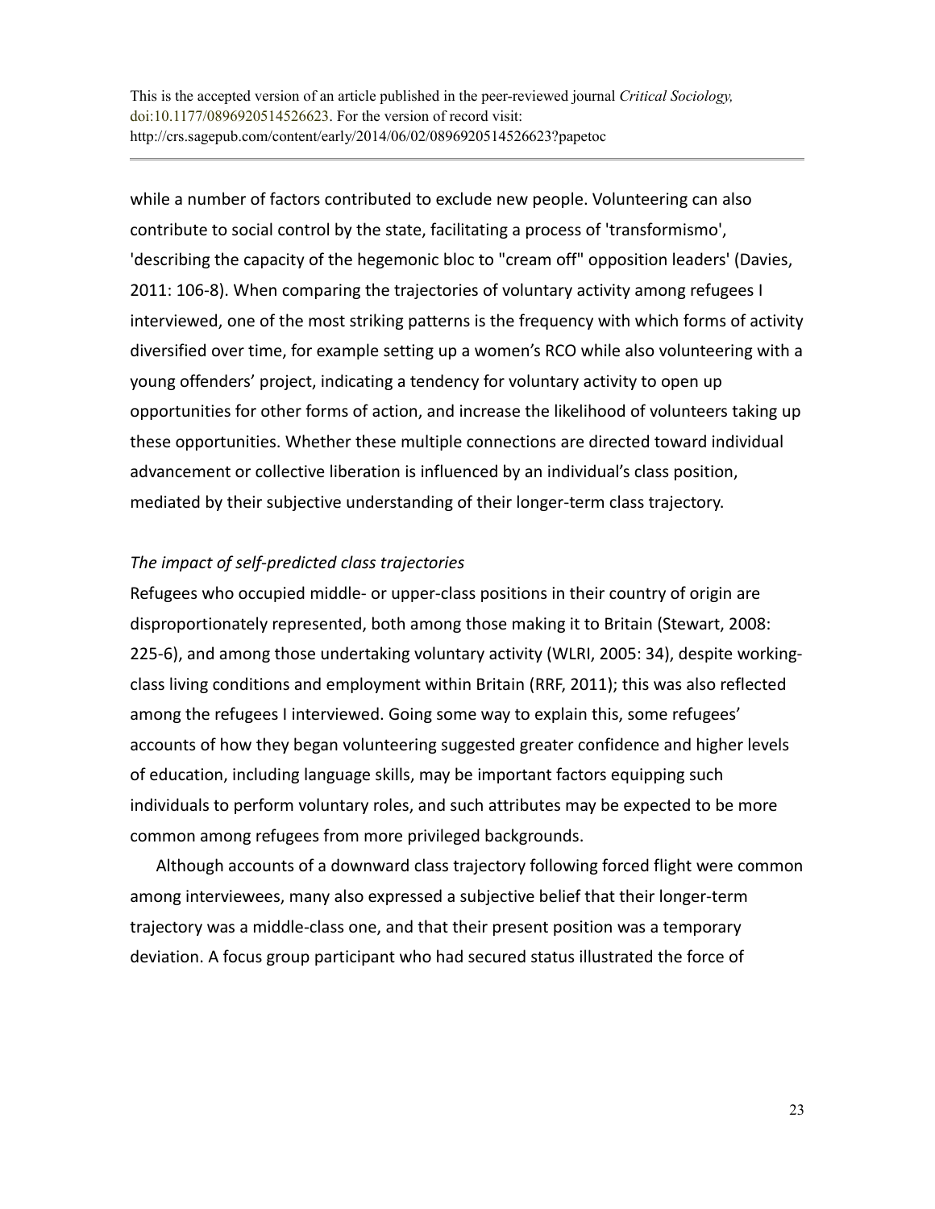while a number of factors contributed to exclude new people. Volunteering can also contribute to social control by the state, facilitating a process of 'transformismo', 'describing the capacity of the hegemonic bloc to "cream off" opposition leaders' (Davies, 2011: 106-8). When comparing the trajectories of voluntary activity among refugees I interviewed, one of the most striking patterns is the frequency with which forms of activity diversified over time, for example setting up a women's RCO while also volunteering with a young offenders' project, indicating a tendency for voluntary activity to open up opportunities for other forms of action, and increase the likelihood of volunteers taking up these opportunities. Whether these multiple connections are directed toward individual advancement or collective liberation is influenced by an individual's class position, mediated by their subjective understanding of their longer-term class trajectory.

*The impact of self-predicted class trajectories*

Refugees who occupied middle- or upper-class positions in their country of origin are disproportionately represented, both among those making it to Britain (Stewart, 2008: 225-6), and among those undertaking voluntary activity (WLRI, 2005: 34), despite working-class living conditions and employment within Britain (RRF, 2011); this was also reflected among the refugees I interviewed. Going some way to explain this, some refugees' accounts of how they began volunteering suggested greater confidence and higher levels of education, including language skills, may be important factors equipping such individuals to perform voluntary roles, and such attributes may be expected to be more common among refugees from more privileged backgrounds.

Although accounts of a downward class trajectory following forced flight were common among interviewees, many also expressed a subjective belief that their longer-term trajectory was a middle-class one, and that their present position was a temporary deviation. A focus group participant who had secured status illustrated the force of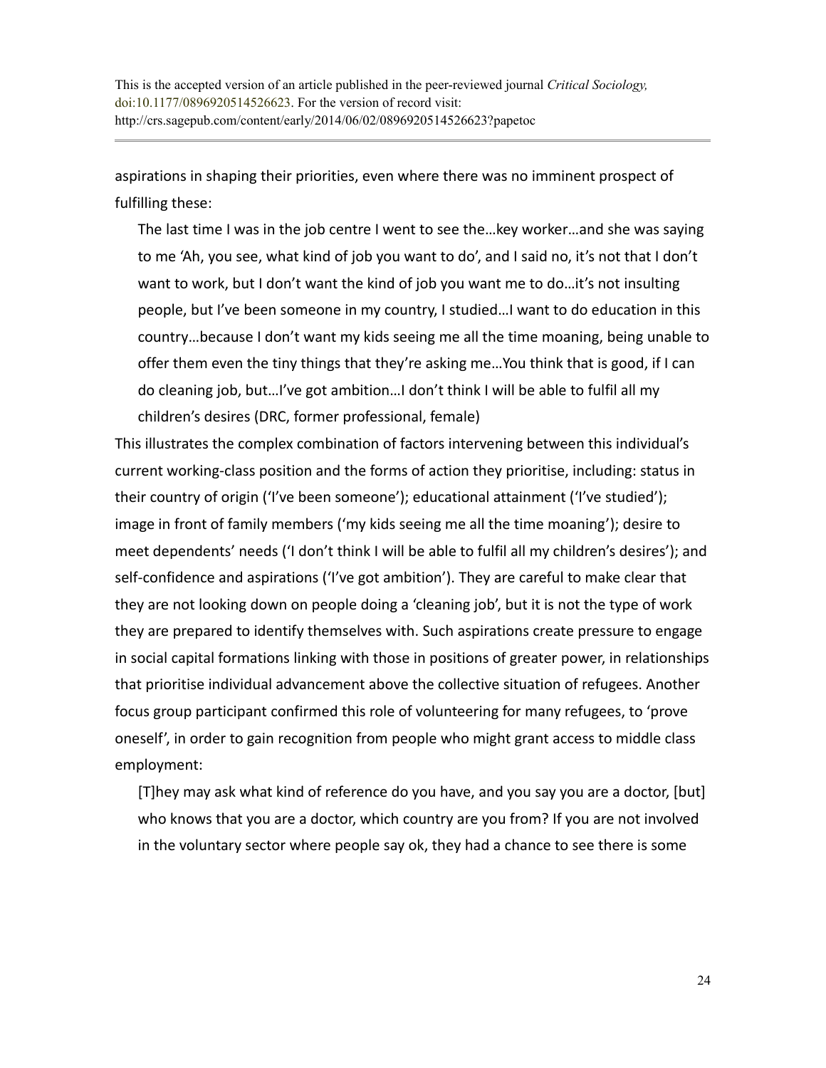aspirations in shaping their priorities, even where there was no imminent prospect of fulfilling these:

> The last time I was in the job centre I went to see the…key worker…and she was saying to me 'Ah, you see, what kind of job you want to do', and I said no, it's not that I don't want to work, but I don't want the kind of job you want me to do…it's not insulting people, but I've been someone in my country, I studied…I want to do education in this country…because I don't want my kids seeing me all the time moaning, being unable to offer them even the tiny things that they're asking me…You think that is good, if I can do cleaning job, but…I've got ambition…I don't think I will be able to fulfil all my children's desires (DRC, former professional, female)

This illustrates the complex combination of factors intervening between this individual's current working-class position and the forms of action they prioritise, including: status in their country of origin ('I've been someone'); educational attainment ('I've studied'); image in front of family members ('my kids seeing me all the time moaning'); desire to meet dependents' needs ('I don't think I will be able to fulfil all my children's desires'); and self-confidence and aspirations ('I've got ambition'). They are careful to make clear that they are not looking down on people doing a 'cleaning job', but it is not the type of work they are prepared to identify themselves with. Such aspirations create pressure to engage in social capital formations linking with those in positions of greater power, in relationships that prioritise individual advancement above the collective situation of refugees. Another focus group participant confirmed this role of volunteering for many refugees, to 'prove oneself', in order to gain recognition from people who might grant access to middle class employment:

> [T]hey may ask what kind of reference do you have, and you say you are a doctor, [but] who knows that you are a doctor, which country are you from? If you are not involved in the voluntary sector where people say ok, they had a chance to see there is some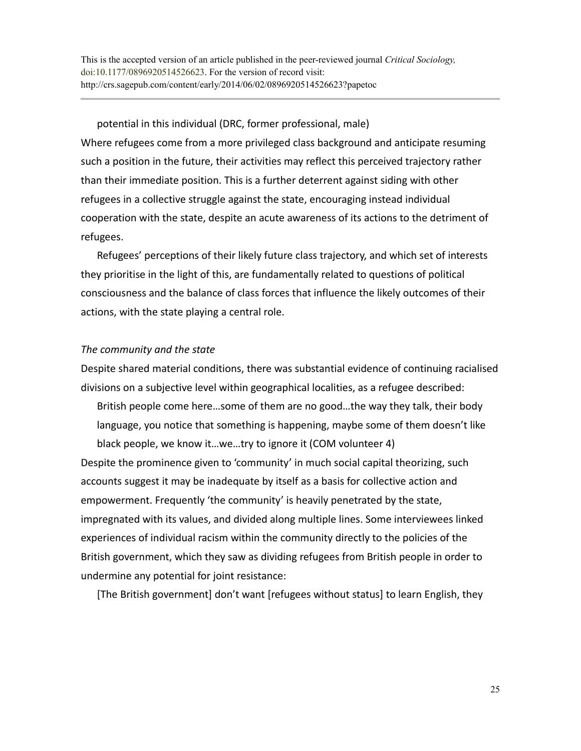> potential in this individual (DRC, former professional, male)

Where refugees come from a more privileged class background and anticipate resuming such a position in the future, their activities may reflect this perceived trajectory rather than their immediate position. This is a further deterrent against siding with other refugees in a collective struggle against the state, encouraging instead individual cooperation with the state, despite an acute awareness of its actions to the detriment of refugees.

Refugees' perceptions of their likely future class trajectory, and which set of interests they prioritise in the light of this, are fundamentally related to questions of political consciousness and the balance of class forces that influence the likely outcomes of their actions, with the state playing a central role.

*The community and the state*

Despite shared material conditions, there was substantial evidence of continuing racialised divisions on a subjective level within geographical localities, as a refugee described:

> British people come here…some of them are no good…the way they talk, their body language, you notice that something is happening, maybe some of them doesn't like black people, we know it…we…try to ignore it (COM volunteer 4)

Despite the prominence given to 'community' in much social capital theorizing, such accounts suggest it may be inadequate by itself as a basis for collective action and empowerment. Frequently 'the community' is heavily penetrated by the state, impregnated with its values, and divided along multiple lines. Some interviewees linked experiences of individual racism within the community directly to the policies of the British government, which they saw as dividing refugees from British people in order to undermine any potential for joint resistance:

> [The British government] don't want [refugees without status] to learn English, they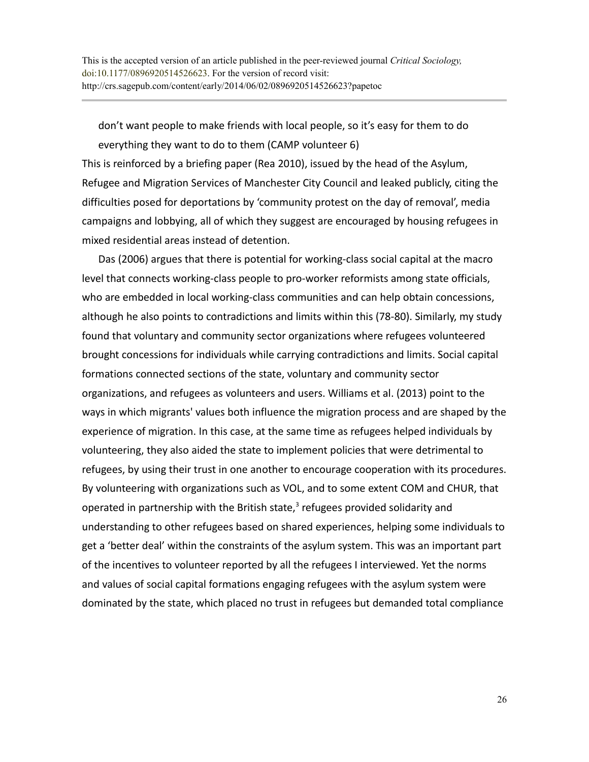don't want people to make friends with local people, so it's easy for them to do everything they want to do to them (CAMP volunteer 6)

This is reinforced by a briefing paper (Rea 2010), issued by the head of the Asylum, Refugee and Migration Services of Manchester City Council and leaked publicly, citing the difficulties posed for deportations by 'community protest on the day of removal', media campaigns and lobbying, all of which they suggest are encouraged by housing refugees in mixed residential areas instead of detention.

Das (2006) argues that there is potential for working-class social capital at the macro level that connects working-class people to pro-worker reformists among state officials, who are embedded in local working-class communities and can help obtain concessions, although he also points to contradictions and limits within this (78-80). Similarly, my study found that voluntary and community sector organizations where refugees volunteered brought concessions for individuals while carrying contradictions and limits. Social capital formations connected sections of the state, voluntary and community sector organizations, and refugees as volunteers and users. Williams et al. (2013) point to the ways in which migrants' values both influence the migration process and are shaped by the experience of migration. In this case, at the same time as refugees helped individuals by volunteering, they also aided the state to implement policies that were detrimental to refugees, by using their trust in one another to encourage cooperation with its procedures. By volunteering with organizations such as VOL, and to some extent COM and CHUR, that operated in partnership with the British state,[3] refugees provided solidarity and understanding to other refugees based on shared experiences, helping some individuals to get a 'better deal' within the constraints of the asylum system. This was an important part of the incentives to volunteer reported by all the refugees I interviewed. Yet the norms and values of social capital formations engaging refugees with the asylum system were dominated by the state, which placed no trust in refugees but demanded total compliance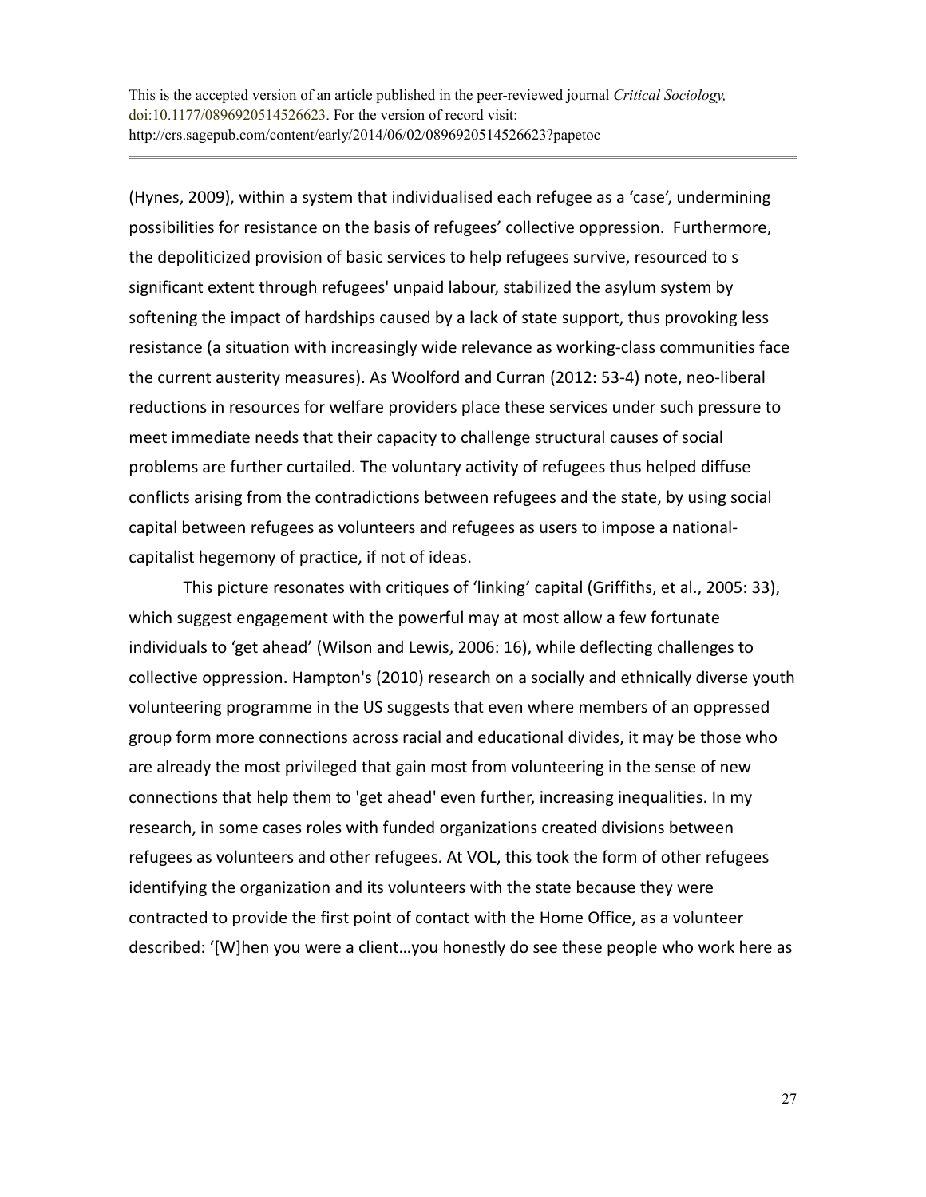(Hynes, 2009), within a system that individualised each refugee as a 'case', undermining possibilities for resistance on the basis of refugees' collective oppression. Furthermore, the depoliticized provision of basic services to help refugees survive, resourced to s significant extent through refugees' unpaid labour, stabilized the asylum system by softening the impact of hardships caused by a lack of state support, thus provoking less resistance (a situation with increasingly wide relevance as working-class communities face the current austerity measures). As Woolford and Curran (2012: 53-4) note, neo-liberal reductions in resources for welfare providers place these services under such pressure to meet immediate needs that their capacity to challenge structural causes of social problems are further curtailed. The voluntary activity of refugees thus helped diffuse conflicts arising from the contradictions between refugees and the state, by using social capital between refugees as volunteers and refugees as users to impose a national-capitalist hegemony of practice, if not of ideas.

This picture resonates with critiques of 'linking' capital (Griffiths, et al., 2005: 33), which suggest engagement with the powerful may at most allow a few fortunate individuals to 'get ahead' (Wilson and Lewis, 2006: 16), while deflecting challenges to collective oppression. Hampton's (2010) research on a socially and ethnically diverse youth volunteering programme in the US suggests that even where members of an oppressed group form more connections across racial and educational divides, it may be those who are already the most privileged that gain most from volunteering in the sense of new connections that help them to 'get ahead' even further, increasing inequalities. In my research, in some cases roles with funded organizations created divisions between refugees as volunteers and other refugees. At VOL, this took the form of other refugees identifying the organization and its volunteers with the state because they were contracted to provide the first point of contact with the Home Office, as a volunteer described: '[W]hen you were a client…you honestly do see these people who work here as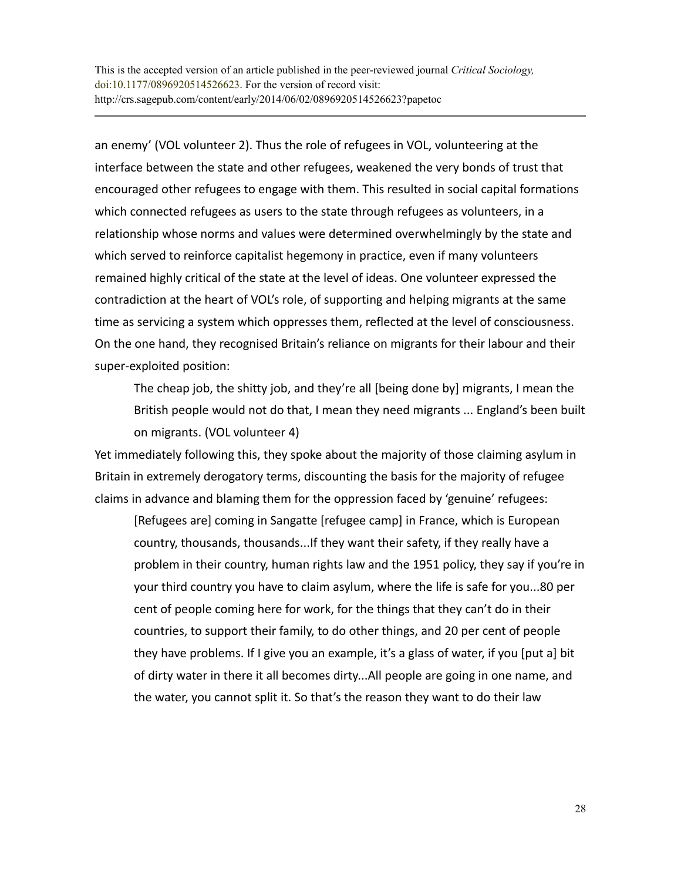an enemy' (VOL volunteer 2). Thus the role of refugees in VOL, volunteering at the interface between the state and other refugees, weakened the very bonds of trust that encouraged other refugees to engage with them. This resulted in social capital formations which connected refugees as users to the state through refugees as volunteers, in a relationship whose norms and values were determined overwhelmingly by the state and which served to reinforce capitalist hegemony in practice, even if many volunteers remained highly critical of the state at the level of ideas. One volunteer expressed the contradiction at the heart of VOL's role, of supporting and helping migrants at the same time as servicing a system which oppresses them, reflected at the level of consciousness. On the one hand, they recognised Britain's reliance on migrants for their labour and their super-exploited position:

> The cheap job, the shitty job, and they're all [being done by] migrants, I mean the British people would not do that, I mean they need migrants ... England's been built on migrants. (VOL volunteer 4)

Yet immediately following this, they spoke about the majority of those claiming asylum in Britain in extremely derogatory terms, discounting the basis for the majority of refugee claims in advance and blaming them for the oppression faced by 'genuine' refugees:

> [Refugees are] coming in Sangatte [refugee camp] in France, which is European country, thousands, thousands...If they want their safety, if they really have a problem in their country, human rights law and the 1951 policy, they say if you're in your third country you have to claim asylum, where the life is safe for you...80 per cent of people coming here for work, for the things that they can't do in their countries, to support their family, to do other things, and 20 per cent of people they have problems. If I give you an example, it's a glass of water, if you [put a] bit of dirty water in there it all becomes dirty...All people are going in one name, and the water, you cannot split it. So that's the reason they want to do their law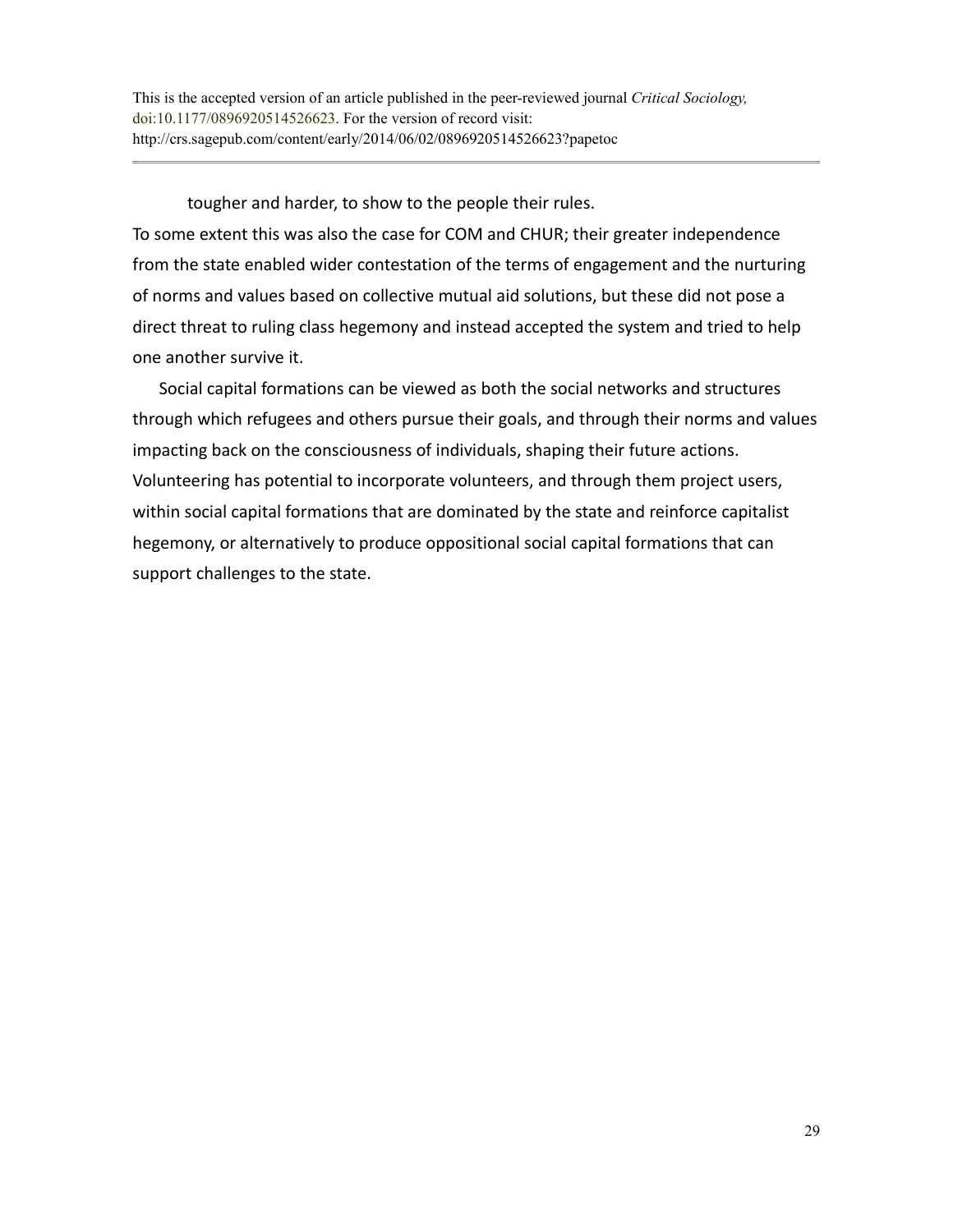tougher and harder, to show to the people their rules.

To some extent this was also the case for COM and CHUR; their greater independence from the state enabled wider contestation of the terms of engagement and the nurturing of norms and values based on collective mutual aid solutions, but these did not pose a direct threat to ruling class hegemony and instead accepted the system and tried to help one another survive it.

Social capital formations can be viewed as both the social networks and structures through which refugees and others pursue their goals, and through their norms and values impacting back on the consciousness of individuals, shaping their future actions. Volunteering has potential to incorporate volunteers, and through them project users, within social capital formations that are dominated by the state and reinforce capitalist hegemony, or alternatively to produce oppositional social capital formations that can support challenges to the state.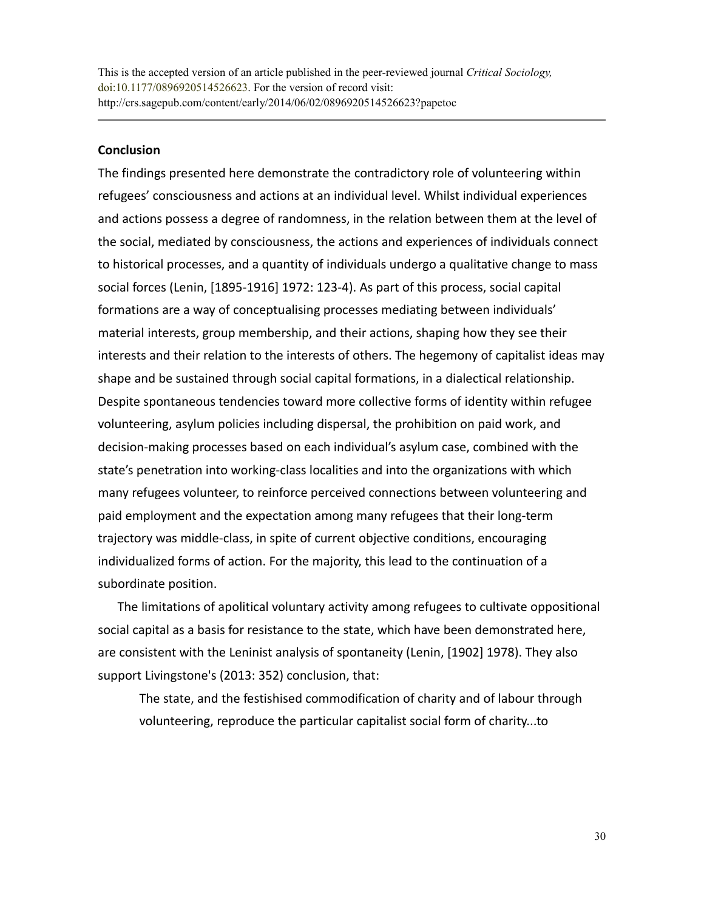## Conclusion

The findings presented here demonstrate the contradictory role of volunteering within refugees' consciousness and actions at an individual level. Whilst individual experiences and actions possess a degree of randomness, in the relation between them at the level of the social, mediated by consciousness, the actions and experiences of individuals connect to historical processes, and a quantity of individuals undergo a qualitative change to mass social forces (Lenin, [1895-1916] 1972: 123-4). As part of this process, social capital formations are a way of conceptualising processes mediating between individuals' material interests, group membership, and their actions, shaping how they see their interests and their relation to the interests of others. The hegemony of capitalist ideas may shape and be sustained through social capital formations, in a dialectical relationship. Despite spontaneous tendencies toward more collective forms of identity within refugee volunteering, asylum policies including dispersal, the prohibition on paid work, and decision-making processes based on each individual's asylum case, combined with the state's penetration into working-class localities and into the organizations with which many refugees volunteer, to reinforce perceived connections between volunteering and paid employment and the expectation among many refugees that their long-term trajectory was middle-class, in spite of current objective conditions, encouraging individualized forms of action. For the majority, this lead to the continuation of a subordinate position.

The limitations of apolitical voluntary activity among refugees to cultivate oppositional social capital as a basis for resistance to the state, which have been demonstrated here, are consistent with the Leninist analysis of spontaneity (Lenin, [1902] 1978). They also support Livingstone's (2013: 352) conclusion, that:

> The state, and the festishised commodification of charity and of labour through volunteering, reproduce the particular capitalist social form of charity...to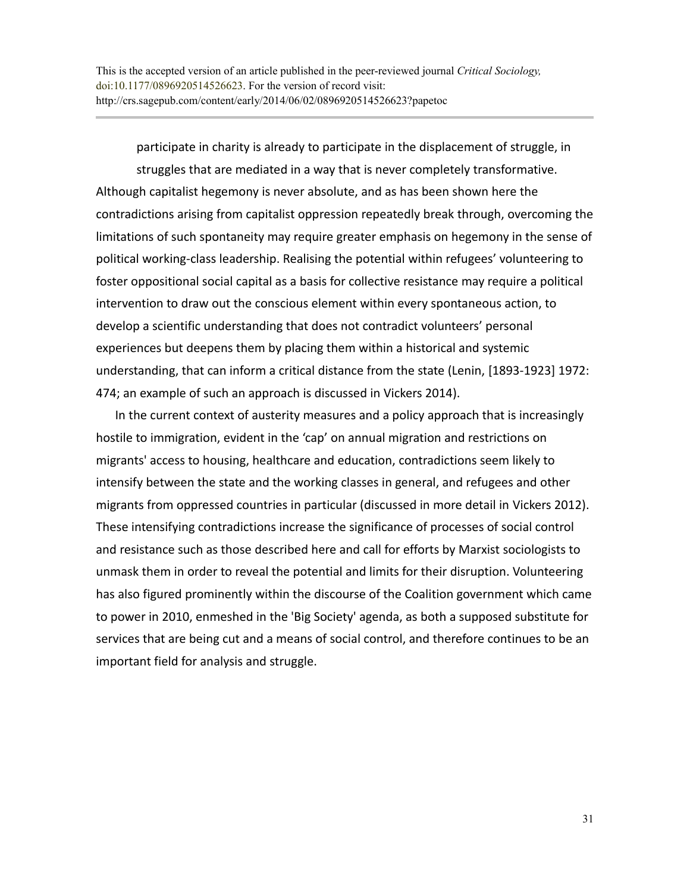participate in charity is already to participate in the displacement of struggle, in struggles that are mediated in a way that is never completely transformative.

Although capitalist hegemony is never absolute, and as has been shown here the contradictions arising from capitalist oppression repeatedly break through, overcoming the limitations of such spontaneity may require greater emphasis on hegemony in the sense of political working-class leadership. Realising the potential within refugees' volunteering to foster oppositional social capital as a basis for collective resistance may require a political intervention to draw out the conscious element within every spontaneous action, to develop a scientific understanding that does not contradict volunteers' personal experiences but deepens them by placing them within a historical and systemic understanding, that can inform a critical distance from the state (Lenin, [1893-1923] 1972: 474; an example of such an approach is discussed in Vickers 2014).

In the current context of austerity measures and a policy approach that is increasingly hostile to immigration, evident in the 'cap' on annual migration and restrictions on migrants' access to housing, healthcare and education, contradictions seem likely to intensify between the state and the working classes in general, and refugees and other migrants from oppressed countries in particular (discussed in more detail in Vickers 2012). These intensifying contradictions increase the significance of processes of social control and resistance such as those described here and call for efforts by Marxist sociologists to unmask them in order to reveal the potential and limits for their disruption. Volunteering has also figured prominently within the discourse of the Coalition government which came to power in 2010, enmeshed in the 'Big Society' agenda, as both a supposed substitute for services that are being cut and a means of social control, and therefore continues to be an important field for analysis and struggle.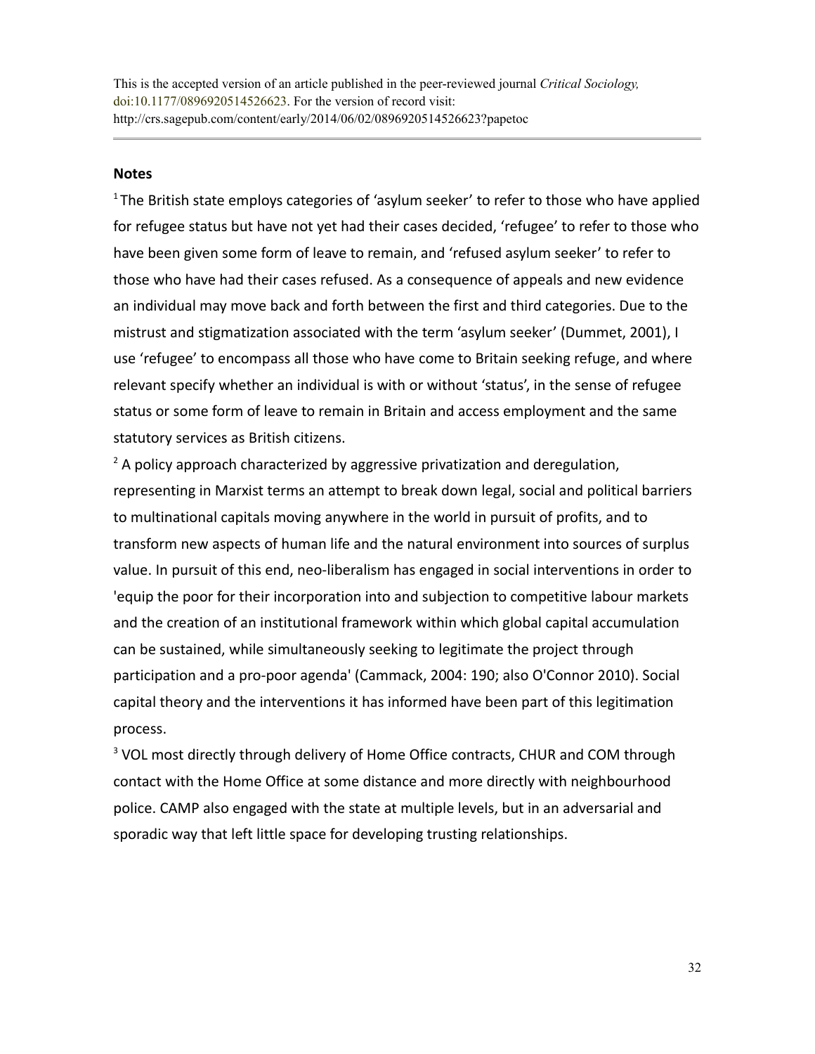This is the accepted version of an article published in the peer-reviewed journal *Critical Sociology,* doi:10.1177/0896920514526623. For the version of record visit: http://crs.sagepub.com/content/early/2014/06/02/0896920514526623?papetoc

**Notes**

[1] The British state employs categories of 'asylum seeker' to refer to those who have applied for refugee status but have not yet had their cases decided, 'refugee' to refer to those who have been given some form of leave to remain, and 'refused asylum seeker' to refer to those who have had their cases refused. As a consequence of appeals and new evidence an individual may move back and forth between the first and third categories. Due to the mistrust and stigmatization associated with the term 'asylum seeker' (Dummet, 2001), I use 'refugee' to encompass all those who have come to Britain seeking refuge, and where relevant specify whether an individual is with or without 'status', in the sense of refugee status or some form of leave to remain in Britain and access employment and the same statutory services as British citizens.

[2] A policy approach characterized by aggressive privatization and deregulation, representing in Marxist terms an attempt to break down legal, social and political barriers to multinational capitals moving anywhere in the world in pursuit of profits, and to transform new aspects of human life and the natural environment into sources of surplus value. In pursuit of this end, neo-liberalism has engaged in social interventions in order to 'equip the poor for their incorporation into and subjection to competitive labour markets and the creation of an institutional framework within which global capital accumulation can be sustained, while simultaneously seeking to legitimate the project through participation and a pro-poor agenda' (Cammack, 2004: 190; also O'Connor 2010). Social capital theory and the interventions it has informed have been part of this legitimation process.

[3] VOL most directly through delivery of Home Office contracts, CHUR and COM through contact with the Home Office at some distance and more directly with neighbourhood police. CAMP also engaged with the state at multiple levels, but in an adversarial and sporadic way that left little space for developing trusting relationships.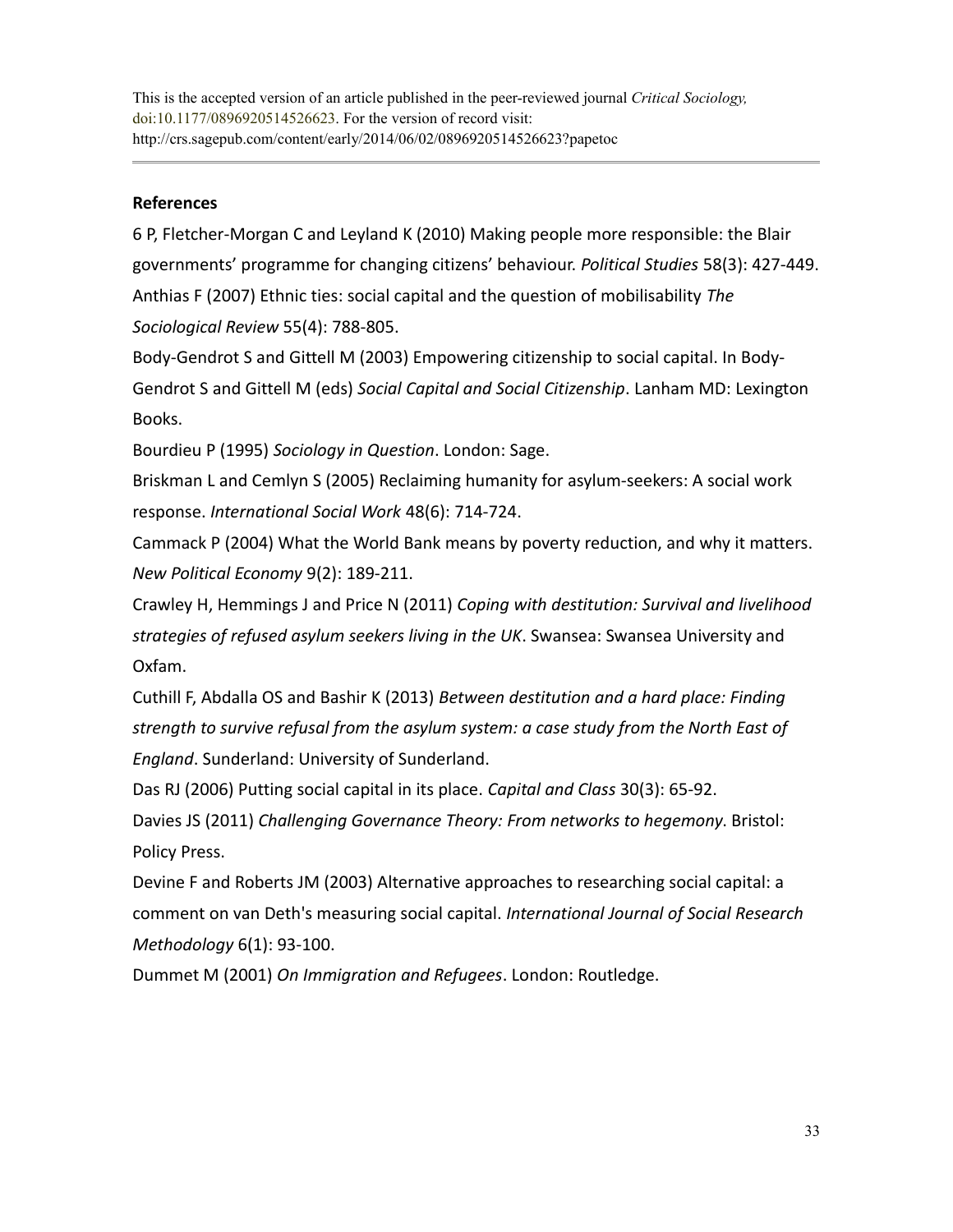This is the accepted version of an article published in the peer-reviewed journal *Critical Sociology,* doi:10.1177/0896920514526623. For the version of record visit: http://crs.sagepub.com/content/early/2014/06/02/0896920514526623?papetoc

---

**References**

6 P, Fletcher-Morgan C and Leyland K (2010) Making people more responsible: the Blair governments' programme for changing citizens' behaviour. *Political Studies* 58(3): 427-449.

Anthias F (2007) Ethnic ties: social capital and the question of mobilisability *The Sociological Review* 55(4): 788-805.

Body-Gendrot S and Gittell M (2003) Empowering citizenship to social capital. In Body-Gendrot S and Gittell M (eds) *Social Capital and Social Citizenship*. Lanham MD: Lexington Books.

Bourdieu P (1995) *Sociology in Question*. London: Sage.

Briskman L and Cemlyn S (2005) Reclaiming humanity for asylum-seekers: A social work response. *International Social Work* 48(6): 714-724.

Cammack P (2004) What the World Bank means by poverty reduction, and why it matters. *New Political Economy* 9(2): 189-211.

Crawley H, Hemmings J and Price N (2011) *Coping with destitution: Survival and livelihood strategies of refused asylum seekers living in the UK*. Swansea: Swansea University and Oxfam.

Cuthill F, Abdalla OS and Bashir K (2013) *Between destitution and a hard place: Finding strength to survive refusal from the asylum system: a case study from the North East of England*. Sunderland: University of Sunderland.

Das RJ (2006) Putting social capital in its place. *Capital and Class* 30(3): 65-92.

Davies JS (2011) *Challenging Governance Theory: From networks to hegemony*. Bristol: Policy Press.

Devine F and Roberts JM (2003) Alternative approaches to researching social capital: a comment on van Deth's measuring social capital. *International Journal of Social Research Methodology* 6(1): 93-100.

Dummet M (2001) *On Immigration and Refugees*. London: Routledge.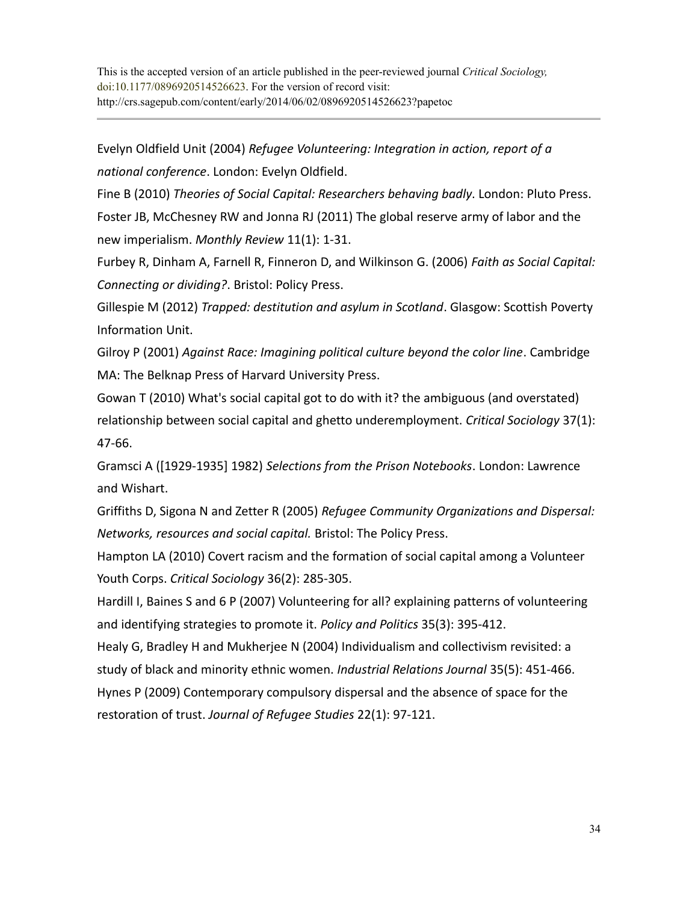Evelyn Oldfield Unit (2004) *Refugee Volunteering: Integration in action, report of a national conference*. London: Evelyn Oldfield.

Fine B (2010) *Theories of Social Capital: Researchers behaving badly*. London: Pluto Press.

Foster JB, McChesney RW and Jonna RJ (2011) The global reserve army of labor and the new imperialism. *Monthly Review* 11(1): 1-31.

Furbey R, Dinham A, Farnell R, Finneron D, and Wilkinson G. (2006) *Faith as Social Capital: Connecting or dividing?*. Bristol: Policy Press.

Gillespie M (2012) *Trapped: destitution and asylum in Scotland*. Glasgow: Scottish Poverty Information Unit.

Gilroy P (2001) *Against Race: Imagining political culture beyond the color line*. Cambridge MA: The Belknap Press of Harvard University Press.

Gowan T (2010) What's social capital got to do with it? the ambiguous (and overstated) relationship between social capital and ghetto underemployment. *Critical Sociology* 37(1): 47-66.

Gramsci A ([1929-1935] 1982) *Selections from the Prison Notebooks*. London: Lawrence and Wishart.

Griffiths D, Sigona N and Zetter R (2005) *Refugee Community Organizations and Dispersal: Networks, resources and social capital.* Bristol: The Policy Press.

Hampton LA (2010) Covert racism and the formation of social capital among a Volunteer Youth Corps. *Critical Sociology* 36(2): 285-305.

Hardill I, Baines S and 6 P (2007) Volunteering for all? explaining patterns of volunteering and identifying strategies to promote it. *Policy and Politics* 35(3): 395-412.

Healy G, Bradley H and Mukherjee N (2004) Individualism and collectivism revisited: a study of black and minority ethnic women. *Industrial Relations Journal* 35(5): 451-466.

Hynes P (2009) Contemporary compulsory dispersal and the absence of space for the restoration of trust. *Journal of Refugee Studies* 22(1): 97-121.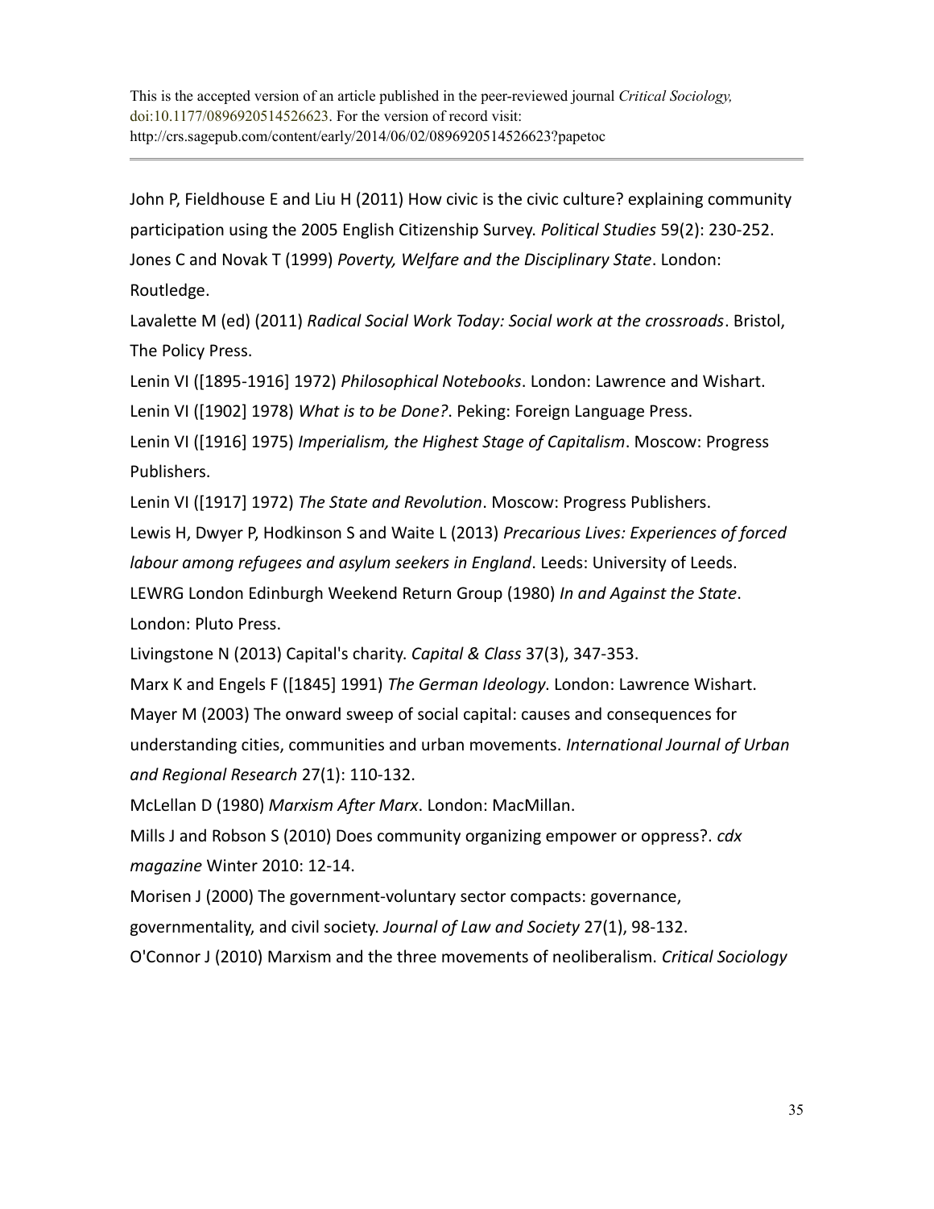This is the accepted version of an article published in the peer-reviewed journal *Critical Sociology,* doi:10.1177/0896920514526623. For the version of record visit: http://crs.sagepub.com/content/early/2014/06/02/0896920514526623?papetoc

John P, Fieldhouse E and Liu H (2011) How civic is the civic culture? explaining community participation using the 2005 English Citizenship Survey. *Political Studies* 59(2): 230-252.

Jones C and Novak T (1999) *Poverty, Welfare and the Disciplinary State*. London: Routledge.

Lavalette M (ed) (2011) *Radical Social Work Today: Social work at the crossroads*. Bristol, The Policy Press.

Lenin VI ([1895-1916] 1972) *Philosophical Notebooks*. London: Lawrence and Wishart.

Lenin VI ([1902] 1978) *What is to be Done?*. Peking: Foreign Language Press.

Lenin VI ([1916] 1975) *Imperialism, the Highest Stage of Capitalism*. Moscow: Progress Publishers.

Lenin VI ([1917] 1972) *The State and Revolution*. Moscow: Progress Publishers.

Lewis H, Dwyer P, Hodkinson S and Waite L (2013) *Precarious Lives: Experiences of forced labour among refugees and asylum seekers in England*. Leeds: University of Leeds.

LEWRG London Edinburgh Weekend Return Group (1980) *In and Against the State*. London: Pluto Press.

Livingstone N (2013) Capital's charity. *Capital & Class* 37(3), 347-353.

Marx K and Engels F ([1845] 1991) *The German Ideology*. London: Lawrence Wishart.

Mayer M (2003) The onward sweep of social capital: causes and consequences for understanding cities, communities and urban movements. *International Journal of Urban and Regional Research* 27(1): 110-132.

McLellan D (1980) *Marxism After Marx*. London: MacMillan.

Mills J and Robson S (2010) Does community organizing empower or oppress?. *cdx magazine* Winter 2010: 12-14.

Morisen J (2000) The government-voluntary sector compacts: governance, governmentality, and civil society. *Journal of Law and Society* 27(1), 98-132.

O'Connor J (2010) Marxism and the three movements of neoliberalism. *Critical Sociology*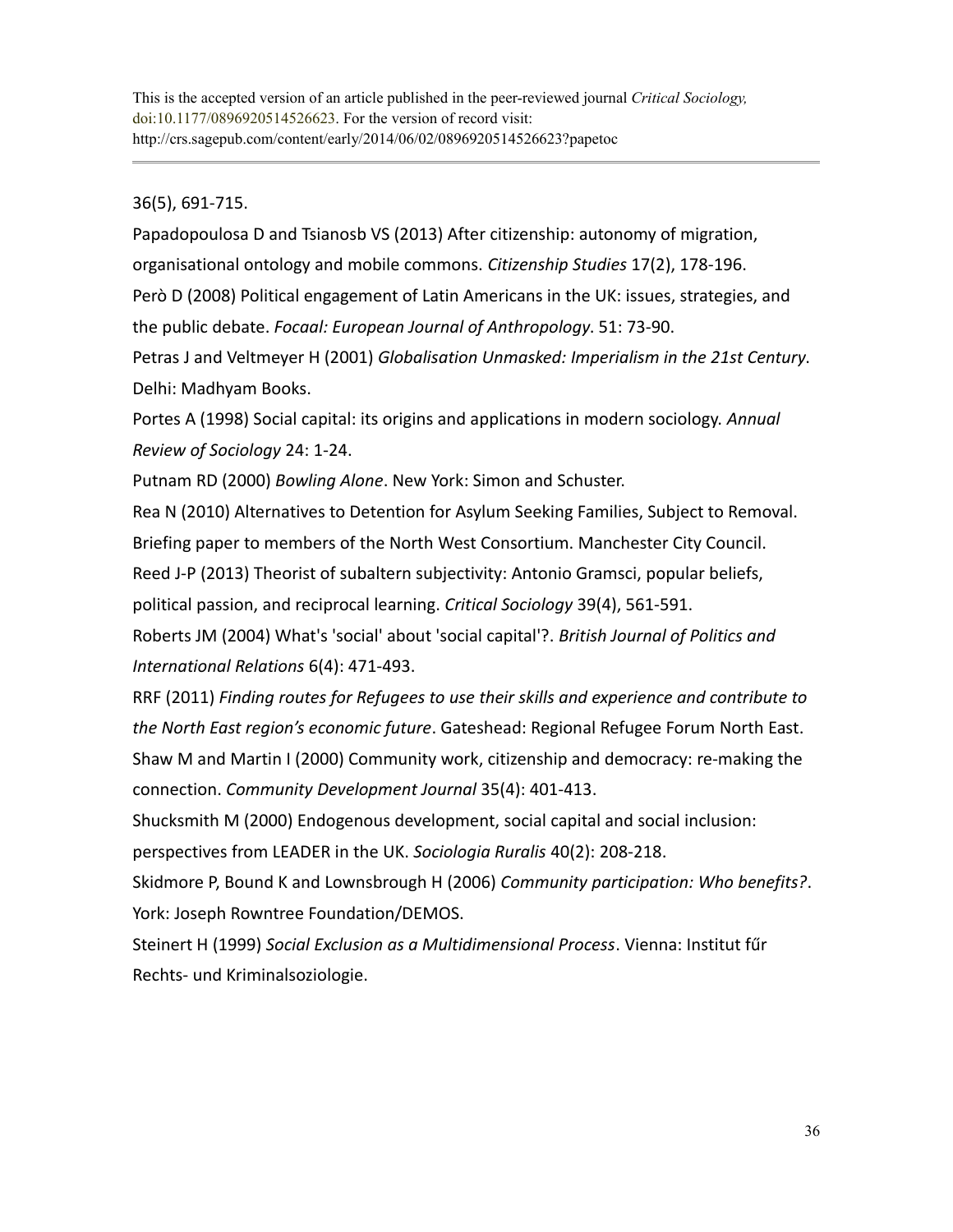36(5), 691-715.

Papadopoulosa D and Tsianosb VS (2013) After citizenship: autonomy of migration, organisational ontology and mobile commons. *Citizenship Studies* 17(2), 178-196.

Però D (2008) Political engagement of Latin Americans in the UK: issues, strategies, and the public debate. *Focaal: European Journal of Anthropology*. 51: 73-90.

Petras J and Veltmeyer H (2001) *Globalisation Unmasked: Imperialism in the 21st Century*. Delhi: Madhyam Books.

Portes A (1998) Social capital: its origins and applications in modern sociology. *Annual Review of Sociology* 24: 1-24.

Putnam RD (2000) *Bowling Alone*. New York: Simon and Schuster.

Rea N (2010) Alternatives to Detention for Asylum Seeking Families, Subject to Removal. Briefing paper to members of the North West Consortium. Manchester City Council.

Reed J-P (2013) Theorist of subaltern subjectivity: Antonio Gramsci, popular beliefs, political passion, and reciprocal learning. *Critical Sociology* 39(4), 561-591.

Roberts JM (2004) What's 'social' about 'social capital'?. *British Journal of Politics and International Relations* 6(4): 471-493.

RRF (2011) *Finding routes for Refugees to use their skills and experience and contribute to the North East region's economic future*. Gateshead: Regional Refugee Forum North East.

Shaw M and Martin I (2000) Community work, citizenship and democracy: re-making the connection. *Community Development Journal* 35(4): 401-413.

Shucksmith M (2000) Endogenous development, social capital and social inclusion: perspectives from LEADER in the UK. *Sociologia Ruralis* 40(2): 208-218.

Skidmore P, Bound K and Lownsbrough H (2006) *Community participation: Who benefits?*. York: Joseph Rowntree Foundation/DEMOS.

Steinert H (1999) *Social Exclusion as a Multidimensional Process*. Vienna: Institut fűr Rechts- und Kriminalsoziologie.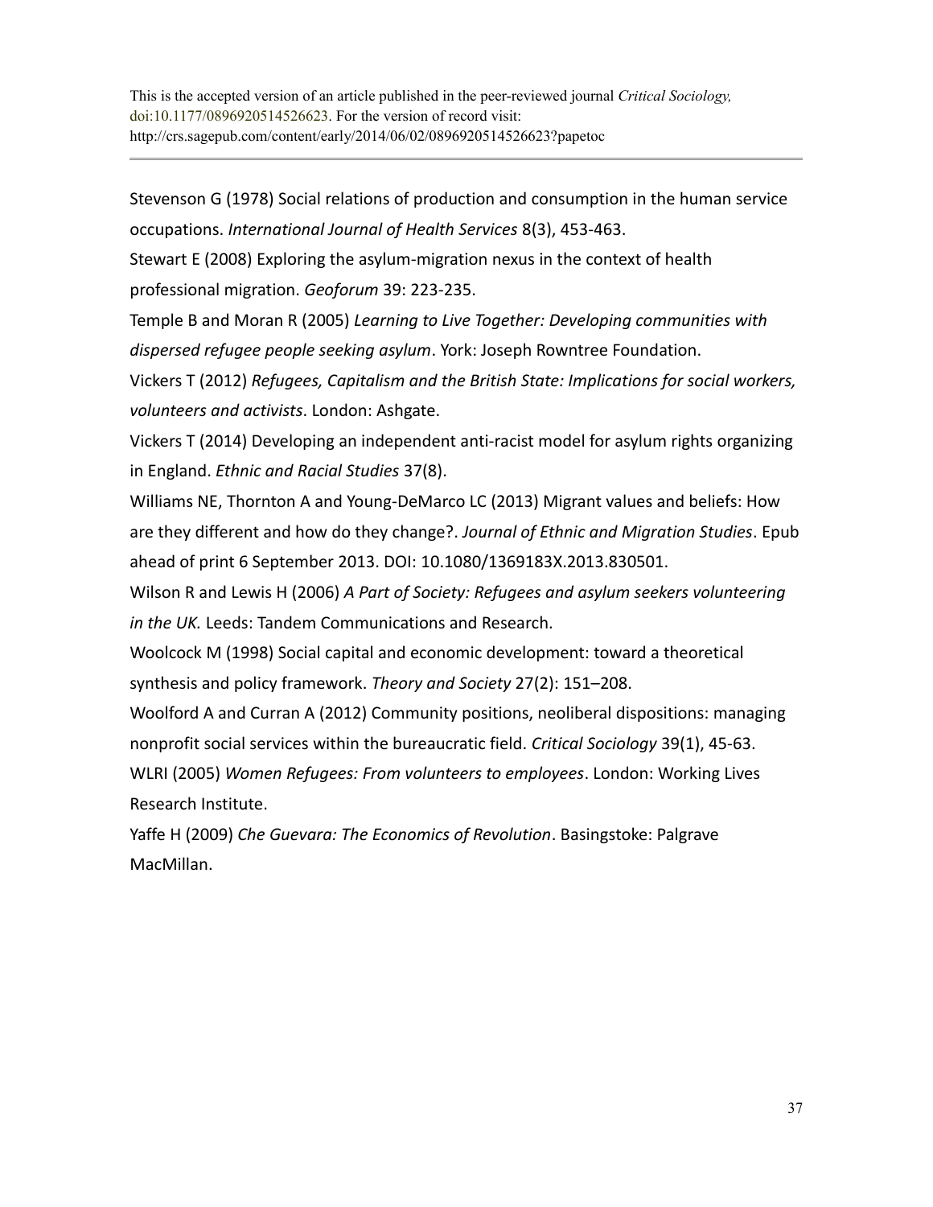Stevenson G (1978) Social relations of production and consumption in the human service occupations. *International Journal of Health Services* 8(3), 453-463.

Stewart E (2008) Exploring the asylum-migration nexus in the context of health professional migration. *Geoforum* 39: 223-235.

Temple B and Moran R (2005) *Learning to Live Together: Developing communities with dispersed refugee people seeking asylum*. York: Joseph Rowntree Foundation.

Vickers T (2012) *Refugees, Capitalism and the British State: Implications for social workers, volunteers and activists*. London: Ashgate.

Vickers T (2014) Developing an independent anti-racist model for asylum rights organizing in England. *Ethnic and Racial Studies* 37(8).

Williams NE, Thornton A and Young-DeMarco LC (2013) Migrant values and beliefs: How are they different and how do they change?. *Journal of Ethnic and Migration Studies*. Epub ahead of print 6 September 2013. DOI: 10.1080/1369183X.2013.830501.

Wilson R and Lewis H (2006) *A Part of Society: Refugees and asylum seekers volunteering in the UK.* Leeds: Tandem Communications and Research.

Woolcock M (1998) Social capital and economic development: toward a theoretical synthesis and policy framework. *Theory and Society* 27(2): 151–208.

Woolford A and Curran A (2012) Community positions, neoliberal dispositions: managing nonprofit social services within the bureaucratic field. *Critical Sociology* 39(1), 45-63.

WLRI (2005) *Women Refugees: From volunteers to employees*. London: Working Lives Research Institute.

Yaffe H (2009) *Che Guevara: The Economics of Revolution*. Basingstoke: Palgrave MacMillan.